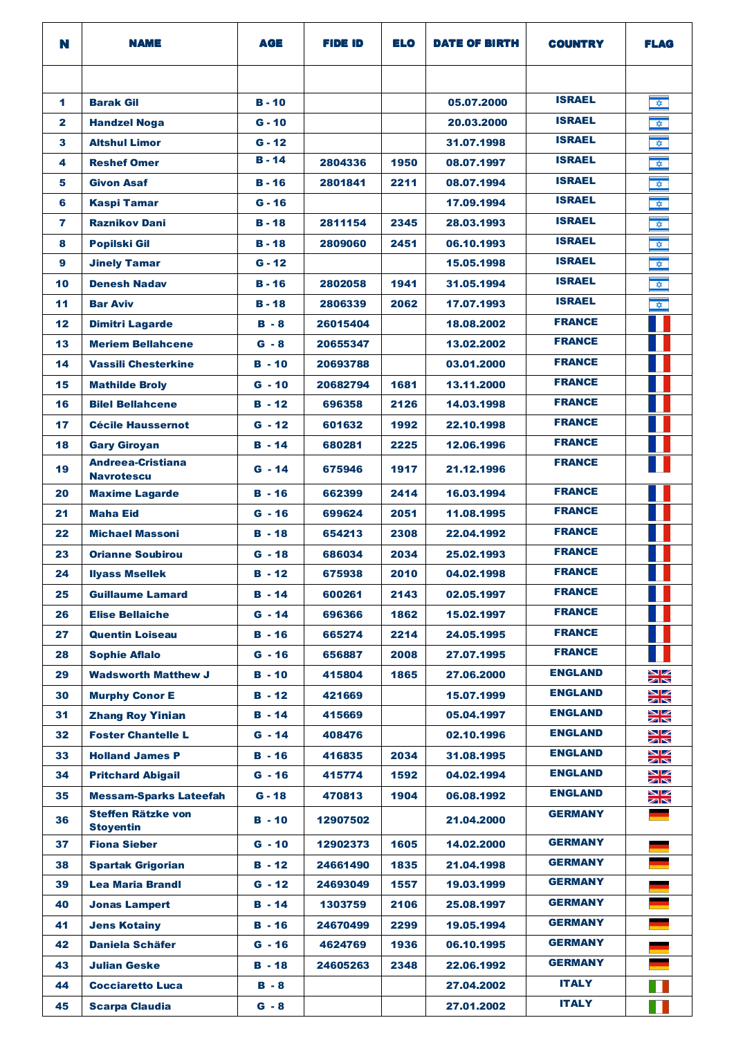| N | NAME | AGE | FIDE ID | ELO | DATE OF BIRTH | COUNTRY | FLAG |
|---|---|---|---|---|---|---|---|
| | | | | | | | |
| 1 | Barak Gil | B - 10 | | | 05.07.2000 | ISRAEL | |
| 2 | Handzel Noga | G - 10 | | | 20.03.2000 | ISRAEL | |
| 3 | Altshul Limor | G - 12 | | | 31.07.1998 | ISRAEL | |
| 4 | Reshef Omer | B - 14 | 2804336 | 1950 | 08.07.1997 | ISRAEL | |
| 5 | Givon Asaf | B - 16 | 2801841 | 2211 | 08.07.1994 | ISRAEL | |
| 6 | Kaspi Tamar | G - 16 | | | 17.09.1994 | ISRAEL | |
| 7 | Raznikov Dani | B - 18 | 2811154 | 2345 | 28.03.1993 | ISRAEL | |
| 8 | Popilski Gil | B - 18 | 2809060 | 2451 | 06.10.1993 | ISRAEL | |
| 9 | Jinely Tamar | G - 12 | | | 15.05.1998 | ISRAEL | |
| 10 | Denesh Nadav | B - 16 | 2802058 | 1941 | 31.05.1994 | ISRAEL | |
| 11 | Bar Aviv | B - 18 | 2806339 | 2062 | 17.07.1993 | ISRAEL | |
| 12 | Dimitri Lagarde | B - 8 | 26015404 | | 18.08.2002 | FRANCE | |
| 13 | Meriem Bellahcene | G - 8 | 20655347 | | 13.02.2002 | FRANCE | |
| 14 | Vassili Chesterkine | B - 10 | 20693788 | | 03.01.2000 | FRANCE | |
| 15 | Mathilde Broly | G - 10 | 20682794 | 1681 | 13.11.2000 | FRANCE | |
| 16 | Bilel Bellahcene | B - 12 | 696358 | 2126 | 14.03.1998 | FRANCE | |
| 17 | Cécile Haussernot | G - 12 | 601632 | 1992 | 22.10.1998 | FRANCE | |
| 18 | Gary Giroyan | B - 14 | 680281 | 2225 | 12.06.1996 | FRANCE | |
| 19 | Andreea-Cristiana Navrotescu | G - 14 | 675946 | 1917 | 21.12.1996 | FRANCE | |
| 20 | Maxime Lagarde | B - 16 | 662399 | 2414 | 16.03.1994 | FRANCE | |
| 21 | Maha Eid | G - 16 | 699624 | 2051 | 11.08.1995 | FRANCE | |
| 22 | Michael Massoni | B - 18 | 654213 | 2308 | 22.04.1992 | FRANCE | |
| 23 | Orianne Soubirou | G - 18 | 686034 | 2034 | 25.02.1993 | FRANCE | |
| 24 | Ilyass Msellek | B - 12 | 675938 | 2010 | 04.02.1998 | FRANCE | |
| 25 | Guillaume Lamard | B - 14 | 600261 | 2143 | 02.05.1997 | FRANCE | |
| 26 | Elise Bellaiche | G - 14 | 696366 | 1862 | 15.02.1997 | FRANCE | |
| 27 | Quentin Loiseau | B - 16 | 665274 | 2214 | 24.05.1995 | FRANCE | |
| 28 | Sophie Aflalo | G - 16 | 656887 | 2008 | 27.07.1995 | FRANCE | |
| 29 | Wadsworth Matthew J | B - 10 | 415804 | 1865 | 27.06.2000 | ENGLAND | |
| 30 | Murphy Conor E | B - 12 | 421669 | | 15.07.1999 | ENGLAND | |
| 31 | Zhang Roy Yinian | B - 14 | 415669 | | 05.04.1997 | ENGLAND | |
| 32 | Foster Chantelle L | G - 14 | 408476 | | 02.10.1996 | ENGLAND | |
| 33 | Holland James P | B - 16 | 416835 | 2034 | 31.08.1995 | ENGLAND | |
| 34 | Pritchard Abigail | G - 16 | 415774 | 1592 | 04.02.1994 | ENGLAND | |
| 35 | Messam-Sparks Lateefah | G - 18 | 470813 | 1904 | 06.08.1992 | ENGLAND | |
| 36 | Steffen Rätzke von Stoyentin | B - 10 | 12907502 | | 21.04.2000 | GERMANY | |
| 37 | Fiona Sieber | G - 10 | 12902373 | 1605 | 14.02.2000 | GERMANY | |
| 38 | Spartak Grigorian | B - 12 | 24661490 | 1835 | 21.04.1998 | GERMANY | |
| 39 | Lea Maria Brandl | G - 12 | 24693049 | 1557 | 19.03.1999 | GERMANY | |
| 40 | Jonas Lampert | B - 14 | 1303759 | 2106 | 25.08.1997 | GERMANY | |
| 41 | Jens Kotainy | B - 16 | 24670499 | 2299 | 19.05.1994 | GERMANY | |
| 42 | Daniela Schäfer | G - 16 | 4624769 | 1936 | 06.10.1995 | GERMANY | |
| 43 | Julian Geske | B - 18 | 24605263 | 2348 | 22.06.1992 | GERMANY | |
| 44 | Cocciaretto Luca | B - 8 | | | 27.04.2002 | ITALY | |
| 45 | Scarpa Claudia | G - 8 | | | 27.01.2002 | ITALY | |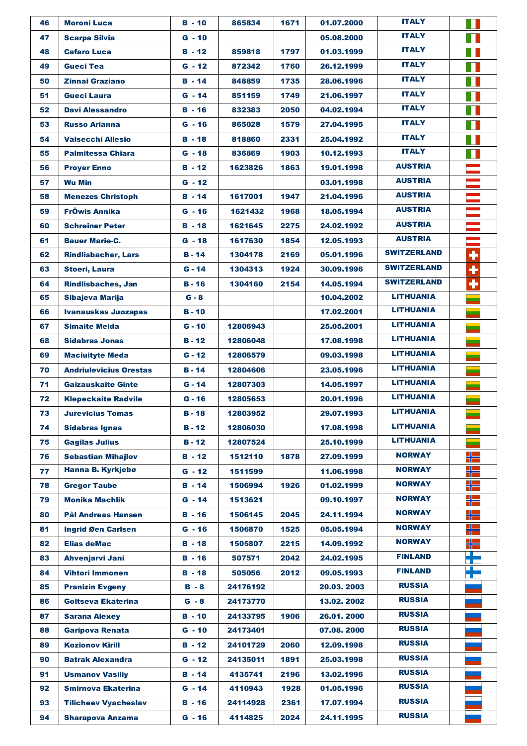| 46 | Moroni Luca | B - 10 | 865834 | 1671 | 01.07.2000 | ITALY | |
|---|---|---|---|---|---|---|---|
| 47 | Scarpa Silvia | G - 10 | | | 05.08.2000 | ITALY | |
| 48 | Cafaro Luca | B - 12 | 859818 | 1797 | 01.03.1999 | ITALY | |
| 49 | Gueci Tea | G - 12 | 872342 | 1760 | 26.12.1999 | ITALY | |
| 50 | Zinnai Graziano | B - 14 | 848859 | 1735 | 28.06.1996 | ITALY | |
| 51 | Gueci Laura | G - 14 | 851159 | 1749 | 21.06.1997 | ITALY | |
| 52 | Davi Alessandro | B - 16 | 832383 | 2050 | 04.02.1994 | ITALY | |
| 53 | Russo Arianna | G - 16 | 865028 | 1579 | 27.04.1995 | ITALY | |
| 54 | Valsecchi Allesio | B - 18 | 818860 | 2331 | 25.04.1992 | ITALY | |
| 55 | Palmitessa Chiara | G - 18 | 836869 | 1903 | 10.12.1993 | ITALY | |
| 56 | Proyer Enno | B - 12 | 1623826 | 1863 | 19.01.1998 | AUSTRIA | |
| 57 | Wu Min | G - 12 | | | 03.01.1998 | AUSTRIA | |
| 58 | Menezes Christoph | B - 14 | 1617001 | 1947 | 21.04.1996 | AUSTRIA | |
| 59 | FrÖwis Annika | G - 16 | 1621432 | 1968 | 18.05.1994 | AUSTRIA | |
| 60 | Schreiner Peter | B - 18 | 1621645 | 2275 | 24.02.1992 | AUSTRIA | |
| 61 | Bauer Marie-C. | G - 18 | 1617630 | 1854 | 12.05.1993 | AUSTRIA | |
| 62 | Rindlisbacher, Lars | B - 14 | 1304178 | 2169 | 05.01.1996 | SWITZERLAND | |
| 63 | Stoeri, Laura | G - 14 | 1304313 | 1924 | 30.09.1996 | SWITZERLAND | |
| 64 | Rindlisbaches, Jan | B - 16 | 1304160 | 2154 | 14.05.1994 | SWITZERLAND | |
| 65 | Sibajeva Marija | G - 8 | | | 10.04.2002 | LITHUANIA | |
| 66 | Ivanauskas Juozapas | B - 10 | | | 17.02.2001 | LITHUANIA | |
| 67 | Simaite Meida | G - 10 | 12806943 | | 25.05.2001 | LITHUANIA | |
| 68 | Sidabras Jonas | B - 12 | 12806048 | | 17.08.1998 | LITHUANIA | |
| 69 | Maciuityte Meda | G - 12 | 12806579 | | 09.03.1998 | LITHUANIA | |
| 70 | Andriulevicius Orestas | B - 14 | 12804606 | | 23.05.1996 | LITHUANIA | |
| 71 | Gaizauskaite Ginte | G - 14 | 12807303 | | 14.05.1997 | LITHUANIA | |
| 72 | Klepeckaite Radvile | G - 16 | 12805653 | | 20.01.1996 | LITHUANIA | |
| 73 | Jurevicius Tomas | B - 18 | 12803952 | | 29.07.1993 | LITHUANIA | |
| 74 | Sidabras Ignas | B - 12 | 12806030 | | 17.08.1998 | LITHUANIA | |
| 75 | Gagilas Julius | B - 12 | 12807524 | | 25.10.1999 | LITHUANIA | |
| 76 | Sebastian Mihajlov | B - 12 | 1512110 | 1878 | 27.09.1999 | NORWAY | |
| 77 | Hanna B. Kyrkjebø | G - 12 | 1511599 | | 11.06.1998 | NORWAY | |
| 78 | Gregor Taube | B - 14 | 1506994 | 1926 | 01.02.1999 | NORWAY | |
| 79 | Monika Machlik | G - 14 | 1513621 | | 09.10.1997 | NORWAY | |
| 80 | Pål Andreas Hansen | B - 16 | 1506145 | 2045 | 24.11.1994 | NORWAY | |
| 81 | Ingrid Øen Carlsen | G - 16 | 1506870 | 1525 | 05.05.1994 | NORWAY | |
| 82 | Elias deMac | B - 18 | 1505807 | 2215 | 14.09.1992 | NORWAY | |
| 83 | Ahvenjarvi Jani | B - 16 | 507571 | 2042 | 24.02.1995 | FINLAND | |
| 84 | Vihtori Immonen | B - 18 | 505056 | 2012 | 09.05.1993 | FINLAND | |
| 85 | Pranizin Evgeny | B - 8 | 24176192 | | 20.03. 2003 | RUSSIA | |
| 86 | Goltseva Ekaterina | G - 8 | 24173770 | | 13.02. 2002 | RUSSIA | |
| 87 | Sarana Alexey | B - 10 | 24133795 | 1906 | 26.01. 2000 | RUSSIA | |
| 88 | Garipova Renata | G - 10 | 24173401 | | 07.08. 2000 | RUSSIA | |
| 89 | Kozionov Kirill | B - 12 | 24101729 | 2060 | 12.09.1998 | RUSSIA | |
| 90 | Batrak Alexandra | G - 12 | 24135011 | 1891 | 25.03.1998 | RUSSIA | |
| 91 | Usmanov Vasiliy | B - 14 | 4135741 | 2196 | 13.02.1996 | RUSSIA | |
| 92 | Smirnova Ekaterina | G - 14 | 4110943 | 1928 | 01.05.1996 | RUSSIA | |
| 93 | Tilicheev Vyacheslav | B - 16 | 24114928 | 2361 | 17.07.1994 | RUSSIA | |
| 94 | Sharapova Anzama | G - 16 | 4114825 | 2024 | 24.11.1995 | RUSSIA | |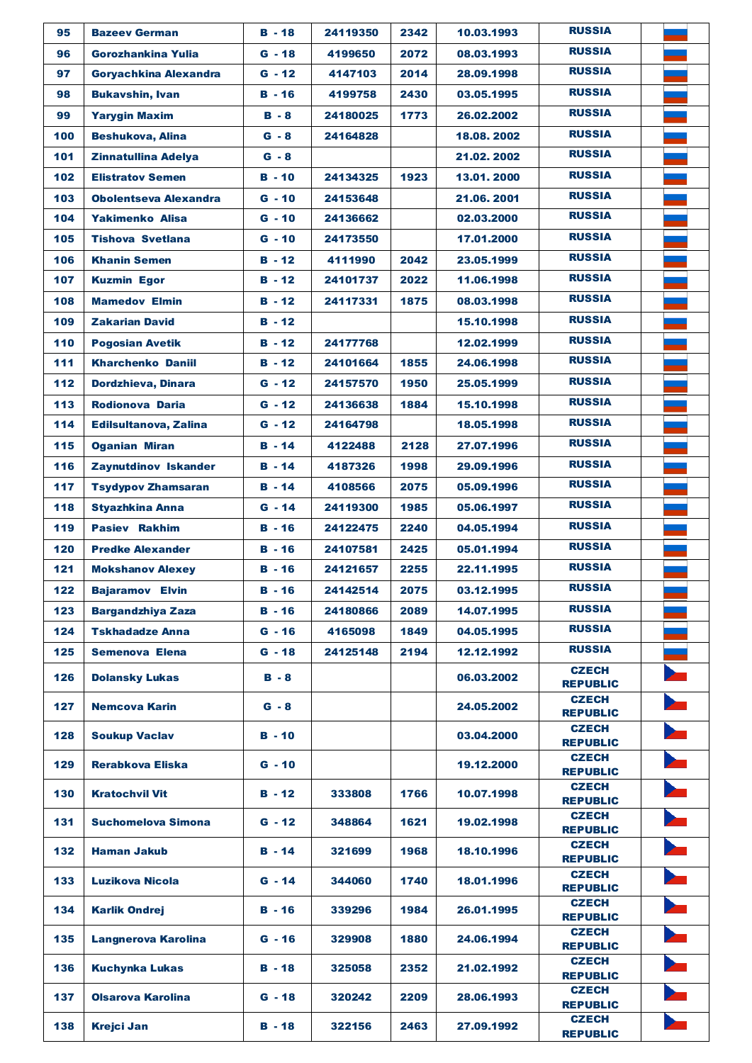| | | | | | | | |
|---|---|---|---|---|---|---|---|
| 95 | Bazeev German | B - 18 | 24119350 | 2342 | 10.03.1993 | RUSSIA | |
| 96 | Gorozhankina Yulia | G - 18 | 4199650 | 2072 | 08.03.1993 | RUSSIA | |
| 97 | Goryachkina Alexandra | G - 12 | 4147103 | 2014 | 28.09.1998 | RUSSIA | |
| 98 | Bukavshin, Ivan | B - 16 | 4199758 | 2430 | 03.05.1995 | RUSSIA | |
| 99 | Yarygin Maxim | B - 8 | 24180025 | 1773 | 26.02.2002 | RUSSIA | |
| 100 | Beshukova, Alina | G - 8 | 24164828 | | 18.08. 2002 | RUSSIA | |
| 101 | Zinnatullina Adelya | G - 8 | | | 21.02. 2002 | RUSSIA | |
| 102 | Elistratov Semen | B - 10 | 24134325 | 1923 | 13.01. 2000 | RUSSIA | |
| 103 | Obolentseva Alexandra | G - 10 | 24153648 | | 21.06. 2001 | RUSSIA | |
| 104 | Yakimenko Alisa | G - 10 | 24136662 | | 02.03.2000 | RUSSIA | |
| 105 | Tishova Svetlana | G - 10 | 24173550 | | 17.01.2000 | RUSSIA | |
| 106 | Khanin Semen | B - 12 | 4111990 | 2042 | 23.05.1999 | RUSSIA | |
| 107 | Kuzmin Egor | B - 12 | 24101737 | 2022 | 11.06.1998 | RUSSIA | |
| 108 | Mamedov Elmin | B - 12 | 24117331 | 1875 | 08.03.1998 | RUSSIA | |
| 109 | Zakarian David | B - 12 | | | 15.10.1998 | RUSSIA | |
| 110 | Pogosian Avetik | B - 12 | 24177768 | | 12.02.1999 | RUSSIA | |
| 111 | Kharchenko Daniil | B - 12 | 24101664 | 1855 | 24.06.1998 | RUSSIA | |
| 112 | Dordzhieva, Dinara | G - 12 | 24157570 | 1950 | 25.05.1999 | RUSSIA | |
| 113 | Rodionova Daria | G - 12 | 24136638 | 1884 | 15.10.1998 | RUSSIA | |
| 114 | Edilsultanova, Zalina | G - 12 | 24164798 | | 18.05.1998 | RUSSIA | |
| 115 | Oganian Miran | B - 14 | 4122488 | 2128 | 27.07.1996 | RUSSIA | |
| 116 | Zaynutdinov Iskander | B - 14 | 4187326 | 1998 | 29.09.1996 | RUSSIA | |
| 117 | Tsydypov Zhamsaran | B - 14 | 4108566 | 2075 | 05.09.1996 | RUSSIA | |
| 118 | Styazhkina Anna | G - 14 | 24119300 | 1985 | 05.06.1997 | RUSSIA | |
| 119 | Pasiev Rakhim | B - 16 | 24122475 | 2240 | 04.05.1994 | RUSSIA | |
| 120 | Predke Alexander | B - 16 | 24107581 | 2425 | 05.01.1994 | RUSSIA | |
| 121 | Mokshanov Alexey | B - 16 | 24121657 | 2255 | 22.11.1995 | RUSSIA | |
| 122 | Bajaramov Elvin | B - 16 | 24142514 | 2075 | 03.12.1995 | RUSSIA | |
| 123 | Bargandzhiya Zaza | B - 16 | 24180866 | 2089 | 14.07.1995 | RUSSIA | |
| 124 | Tskhadadze Anna | G - 16 | 4165098 | 1849 | 04.05.1995 | RUSSIA | |
| 125 | Semenova Elena | G - 18 | 24125148 | 2194 | 12.12.1992 | RUSSIA | |
| 126 | Dolansky Lukas | B - 8 | | | 06.03.2002 | CZECH REPUBLIC | |
| 127 | Nemcova Karin | G - 8 | | | 24.05.2002 | CZECH REPUBLIC | |
| 128 | Soukup Vaclav | B - 10 | | | 03.04.2000 | CZECH REPUBLIC | |
| 129 | Rerabkova Eliska | G - 10 | | | 19.12.2000 | CZECH REPUBLIC | |
| 130 | Kratochvil Vit | B - 12 | 333808 | 1766 | 10.07.1998 | CZECH REPUBLIC | |
| 131 | Suchomelova Simona | G - 12 | 348864 | 1621 | 19.02.1998 | CZECH REPUBLIC | |
| 132 | Haman Jakub | B - 14 | 321699 | 1968 | 18.10.1996 | CZECH REPUBLIC | |
| 133 | Luzikova Nicola | G - 14 | 344060 | 1740 | 18.01.1996 | CZECH REPUBLIC | |
| 134 | Karlik Ondrej | B - 16 | 339296 | 1984 | 26.01.1995 | CZECH REPUBLIC | |
| 135 | Langnerova Karolina | G - 16 | 329908 | 1880 | 24.06.1994 | CZECH REPUBLIC | |
| 136 | Kuchynka Lukas | B - 18 | 325058 | 2352 | 21.02.1992 | CZECH REPUBLIC | |
| 137 | Olsarova Karolina | G - 18 | 320242 | 2209 | 28.06.1993 | CZECH REPUBLIC | |
| 138 | Krejci Jan | B - 18 | 322156 | 2463 | 27.09.1992 | CZECH REPUBLIC | |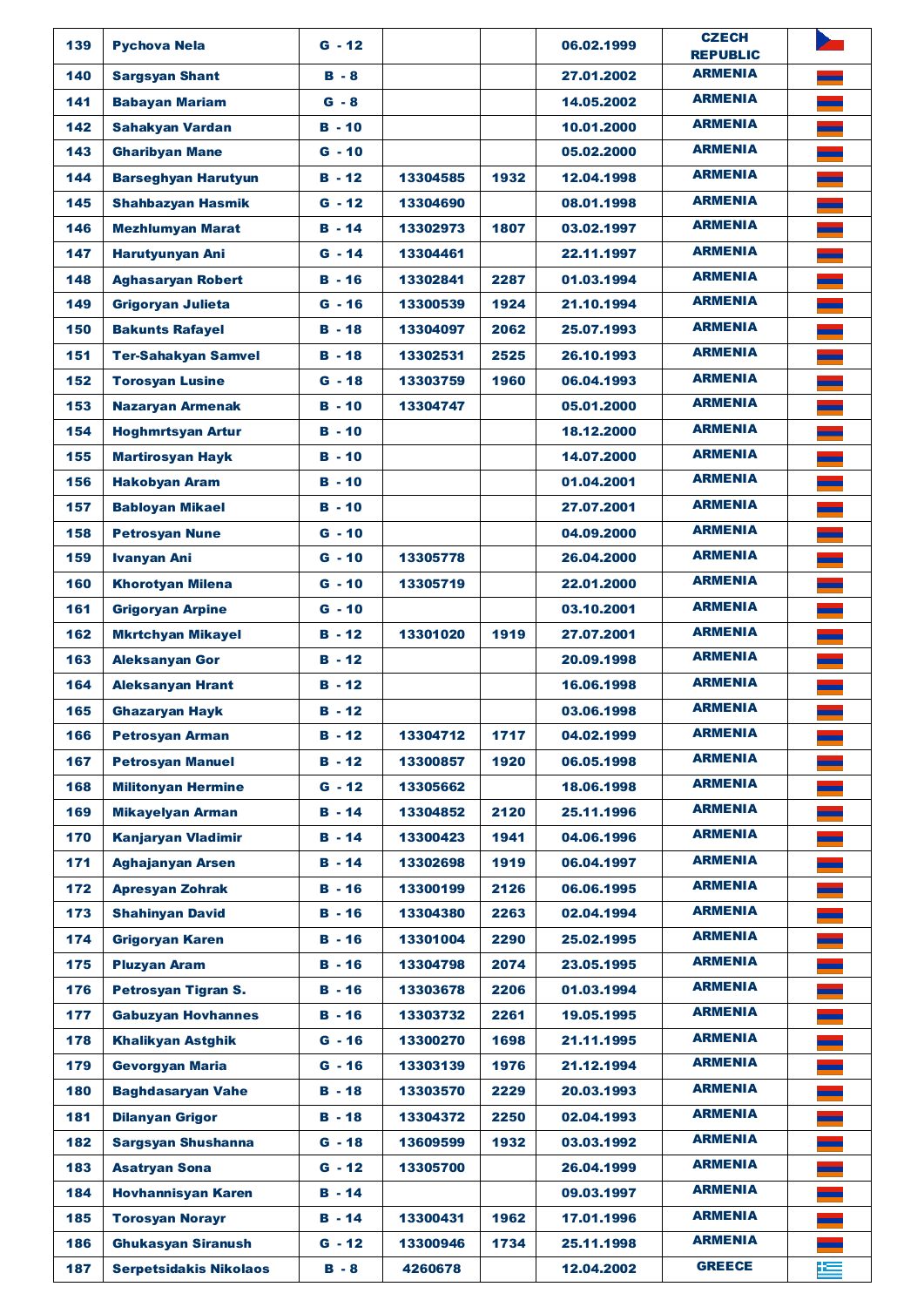| | | | | | | | |
|---|---|---|---|---|---|---|---|
| 139 | Pychova Nela | G - 12 | | | 06.02.1999 | CZECH REPUBLIC | |
| 140 | Sargsyan Shant | B - 8 | | | 27.01.2002 | ARMENIA | |
| 141 | Babayan Mariam | G - 8 | | | 14.05.2002 | ARMENIA | |
| 142 | Sahakyan Vardan | B - 10 | | | 10.01.2000 | ARMENIA | |
| 143 | Gharibyan Mane | G - 10 | | | 05.02.2000 | ARMENIA | |
| 144 | Barseghyan Harutyun | B - 12 | 13304585 | 1932 | 12.04.1998 | ARMENIA | |
| 145 | Shahbazyan Hasmik | G - 12 | 13304690 | | 08.01.1998 | ARMENIA | |
| 146 | Mezhlumyan Marat | B - 14 | 13302973 | 1807 | 03.02.1997 | ARMENIA | |
| 147 | Harutyunyan Ani | G - 14 | 13304461 | | 22.11.1997 | ARMENIA | |
| 148 | Aghasaryan Robert | B - 16 | 13302841 | 2287 | 01.03.1994 | ARMENIA | |
| 149 | Grigoryan Julieta | G - 16 | 13300539 | 1924 | 21.10.1994 | ARMENIA | |
| 150 | Bakunts Rafayel | B - 18 | 13304097 | 2062 | 25.07.1993 | ARMENIA | |
| 151 | Ter-Sahakyan Samvel | B - 18 | 13302531 | 2525 | 26.10.1993 | ARMENIA | |
| 152 | Torosyan Lusine | G - 18 | 13303759 | 1960 | 06.04.1993 | ARMENIA | |
| 153 | Nazaryan Armenak | B - 10 | 13304747 | | 05.01.2000 | ARMENIA | |
| 154 | Hoghmrtsyan Artur | B - 10 | | | 18.12.2000 | ARMENIA | |
| 155 | Martirosyan Hayk | B - 10 | | | 14.07.2000 | ARMENIA | |
| 156 | Hakobyan Aram | B - 10 | | | 01.04.2001 | ARMENIA | |
| 157 | Babloyan Mikael | B - 10 | | | 27.07.2001 | ARMENIA | |
| 158 | Petrosyan Nune | G - 10 | | | 04.09.2000 | ARMENIA | |
| 159 | Ivanyan Ani | G - 10 | 13305778 | | 26.04.2000 | ARMENIA | |
| 160 | Khorotyan Milena | G - 10 | 13305719 | | 22.01.2000 | ARMENIA | |
| 161 | Grigoryan Arpine | G - 10 | | | 03.10.2001 | ARMENIA | |
| 162 | Mkrtchyan Mikayel | B - 12 | 13301020 | 1919 | 27.07.2001 | ARMENIA | |
| 163 | Aleksanyan Gor | B - 12 | | | 20.09.1998 | ARMENIA | |
| 164 | Aleksanyan Hrant | B - 12 | | | 16.06.1998 | ARMENIA | |
| 165 | Ghazaryan Hayk | B - 12 | | | 03.06.1998 | ARMENIA | |
| 166 | Petrosyan Arman | B - 12 | 13304712 | 1717 | 04.02.1999 | ARMENIA | |
| 167 | Petrosyan Manuel | B - 12 | 13300857 | 1920 | 06.05.1998 | ARMENIA | |
| 168 | Militonyan Hermine | G - 12 | 13305662 | | 18.06.1998 | ARMENIA | |
| 169 | Mikayelyan Arman | B - 14 | 13304852 | 2120 | 25.11.1996 | ARMENIA | |
| 170 | Kanjaryan Vladimir | B - 14 | 13300423 | 1941 | 04.06.1996 | ARMENIA | |
| 171 | Aghajanyan Arsen | B - 14 | 13302698 | 1919 | 06.04.1997 | ARMENIA | |
| 172 | Apresyan Zohrak | B - 16 | 13300199 | 2126 | 06.06.1995 | ARMENIA | |
| 173 | Shahinyan David | B - 16 | 13304380 | 2263 | 02.04.1994 | ARMENIA | |
| 174 | Grigoryan Karen | B - 16 | 13301004 | 2290 | 25.02.1995 | ARMENIA | |
| 175 | Pluzyan Aram | B - 16 | 13304798 | 2074 | 23.05.1995 | ARMENIA | |
| 176 | Petrosyan Tigran S. | B - 16 | 13303678 | 2206 | 01.03.1994 | ARMENIA | |
| 177 | Gabuzyan Hovhannes | B - 16 | 13303732 | 2261 | 19.05.1995 | ARMENIA | |
| 178 | Khalikyan Astghik | G - 16 | 13300270 | 1698 | 21.11.1995 | ARMENIA | |
| 179 | Gevorgyan Maria | G - 16 | 13303139 | 1976 | 21.12.1994 | ARMENIA | |
| 180 | Baghdasaryan Vahe | B - 18 | 13303570 | 2229 | 20.03.1993 | ARMENIA | |
| 181 | Dilanyan Grigor | B - 18 | 13304372 | 2250 | 02.04.1993 | ARMENIA | |
| 182 | Sargsyan Shushanna | G - 18 | 13609599 | 1932 | 03.03.1992 | ARMENIA | |
| 183 | Asatryan Sona | G - 12 | 13305700 | | 26.04.1999 | ARMENIA | |
| 184 | Hovhannisyan Karen | B - 14 | | | 09.03.1997 | ARMENIA | |
| 185 | Torosyan Norayr | B - 14 | 13300431 | 1962 | 17.01.1996 | ARMENIA | |
| 186 | Ghukasyan Siranush | G - 12 | 13300946 | 1734 | 25.11.1998 | ARMENIA | |
| 187 | Serpetsidakis Nikolaos | B - 8 | 4260678 | | 12.04.2002 | GREECE | |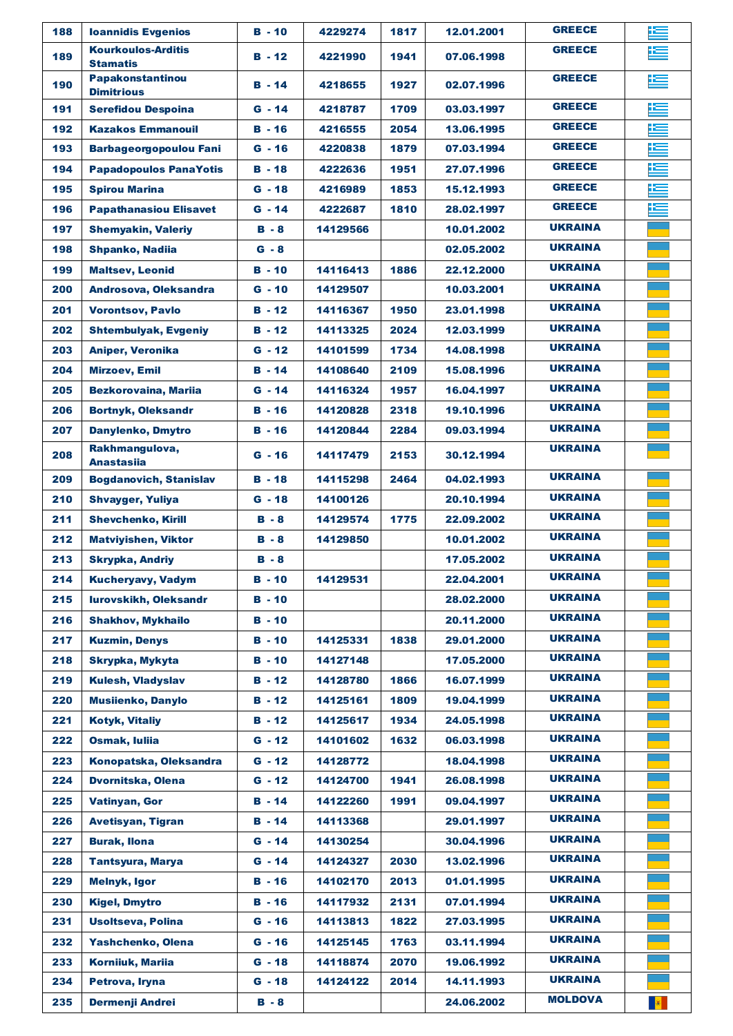| 188 | Ioannidis Evgenios | B - 10 | 4229274 | 1817 | 12.01.2001 | GREECE | |
|---|---|---|---|---|---|---|---|
| 189 | Kourkoulos-Arditis Stamatis | B - 12 | 4221990 | 1941 | 07.06.1998 | GREECE | |
| 190 | Papakonstantinou Dimitrious | B - 14 | 4218655 | 1927 | 02.07.1996 | GREECE | |
| 191 | Serefidou Despoina | G - 14 | 4218787 | 1709 | 03.03.1997 | GREECE | |
| 192 | Kazakos Emmanouil | B - 16 | 4216555 | 2054 | 13.06.1995 | GREECE | |
| 193 | Barbageorgopoulou Fani | G - 16 | 4220838 | 1879 | 07.03.1994 | GREECE | |
| 194 | Papadopoulos PanaYotis | B - 18 | 4222636 | 1951 | 27.07.1996 | GREECE | |
| 195 | Spirou Marina | G - 18 | 4216989 | 1853 | 15.12.1993 | GREECE | |
| 196 | Papathanasiou Elisavet | G - 14 | 4222687 | 1810 | 28.02.1997 | GREECE | |
| 197 | Shemyakin, Valeriy | B - 8 | 14129566 | | 10.01.2002 | UKRAINA | |
| 198 | Shpanko, Nadiia | G - 8 | | | 02.05.2002 | UKRAINA | |
| 199 | Maltsev, Leonid | B - 10 | 14116413 | 1886 | 22.12.2000 | UKRAINA | |
| 200 | Androsova, Oleksandra | G - 10 | 14129507 | | 10.03.2001 | UKRAINA | |
| 201 | Vorontsov, Pavlo | B - 12 | 14116367 | 1950 | 23.01.1998 | UKRAINA | |
| 202 | Shtembulyak, Evgeniy | B - 12 | 14113325 | 2024 | 12.03.1999 | UKRAINA | |
| 203 | Aniper, Veronika | G - 12 | 14101599 | 1734 | 14.08.1998 | UKRAINA | |
| 204 | Mirzoev, Emil | B - 14 | 14108640 | 2109 | 15.08.1996 | UKRAINA | |
| 205 | Bezkorovaina, Mariia | G - 14 | 14116324 | 1957 | 16.04.1997 | UKRAINA | |
| 206 | Bortnyk, Oleksandr | B - 16 | 14120828 | 2318 | 19.10.1996 | UKRAINA | |
| 207 | Danylenko, Dmytro | B - 16 | 14120844 | 2284 | 09.03.1994 | UKRAINA | |
| 208 | Rakhmangulova, Anastasiia | G - 16 | 14117479 | 2153 | 30.12.1994 | UKRAINA | |
| 209 | Bogdanovich, Stanislav | B - 18 | 14115298 | 2464 | 04.02.1993 | UKRAINA | |
| 210 | Shvayger, Yuliya | G - 18 | 14100126 | | 20.10.1994 | UKRAINA | |
| 211 | Shevchenko, Kirill | B - 8 | 14129574 | 1775 | 22.09.2002 | UKRAINA | |
| 212 | Matviyishen, Viktor | B - 8 | 14129850 | | 10.01.2002 | UKRAINA | |
| 213 | Skrypka, Andriy | B - 8 | | | 17.05.2002 | UKRAINA | |
| 214 | Kucheryavy, Vadym | B - 10 | 14129531 | | 22.04.2001 | UKRAINA | |
| 215 | Iurovskikh, Oleksandr | B - 10 | | | 28.02.2000 | UKRAINA | |
| 216 | Shakhov, Mykhailo | B - 10 | | | 20.11.2000 | UKRAINA | |
| 217 | Kuzmin, Denys | B - 10 | 14125331 | 1838 | 29.01.2000 | UKRAINA | |
| 218 | Skrypka, Mykyta | B - 10 | 14127148 | | 17.05.2000 | UKRAINA | |
| 219 | Kulesh, Vladyslav | B - 12 | 14128780 | 1866 | 16.07.1999 | UKRAINA | |
| 220 | Musiienko, Danylo | B - 12 | 14125161 | 1809 | 19.04.1999 | UKRAINA | |
| 221 | Kotyk, Vitaliy | B - 12 | 14125617 | 1934 | 24.05.1998 | UKRAINA | |
| 222 | Osmak, Iuliia | G - 12 | 14101602 | 1632 | 06.03.1998 | UKRAINA | |
| 223 | Konopatska, Oleksandra | G - 12 | 14128772 | | 18.04.1998 | UKRAINA | |
| 224 | Dvornitska, Olena | G - 12 | 14124700 | 1941 | 26.08.1998 | UKRAINA | |
| 225 | Vatinyan, Gor | B - 14 | 14122260 | 1991 | 09.04.1997 | UKRAINA | |
| 226 | Avetisyan, Tigran | B - 14 | 14113368 | | 29.01.1997 | UKRAINA | |
| 227 | Burak, Ilona | G - 14 | 14130254 | | 30.04.1996 | UKRAINA | |
| 228 | Tantsyura, Marya | G - 14 | 14124327 | 2030 | 13.02.1996 | UKRAINA | |
| 229 | Melnyk, Igor | B - 16 | 14102170 | 2013 | 01.01.1995 | UKRAINA | |
| 230 | Kigel, Dmytro | B - 16 | 14117932 | 2131 | 07.01.1994 | UKRAINA | |
| 231 | Usoltseva, Polina | G - 16 | 14113813 | 1822 | 27.03.1995 | UKRAINA | |
| 232 | Yashchenko, Olena | G - 16 | 14125145 | 1763 | 03.11.1994 | UKRAINA | |
| 233 | Korniiuk, Mariia | G - 18 | 14118874 | 2070 | 19.06.1992 | UKRAINA | |
| 234 | Petrova, Iryna | G - 18 | 14124122 | 2014 | 14.11.1993 | UKRAINA | |
| 235 | Dermenji Andrei | B - 8 | | | 24.06.2002 | MOLDOVA | |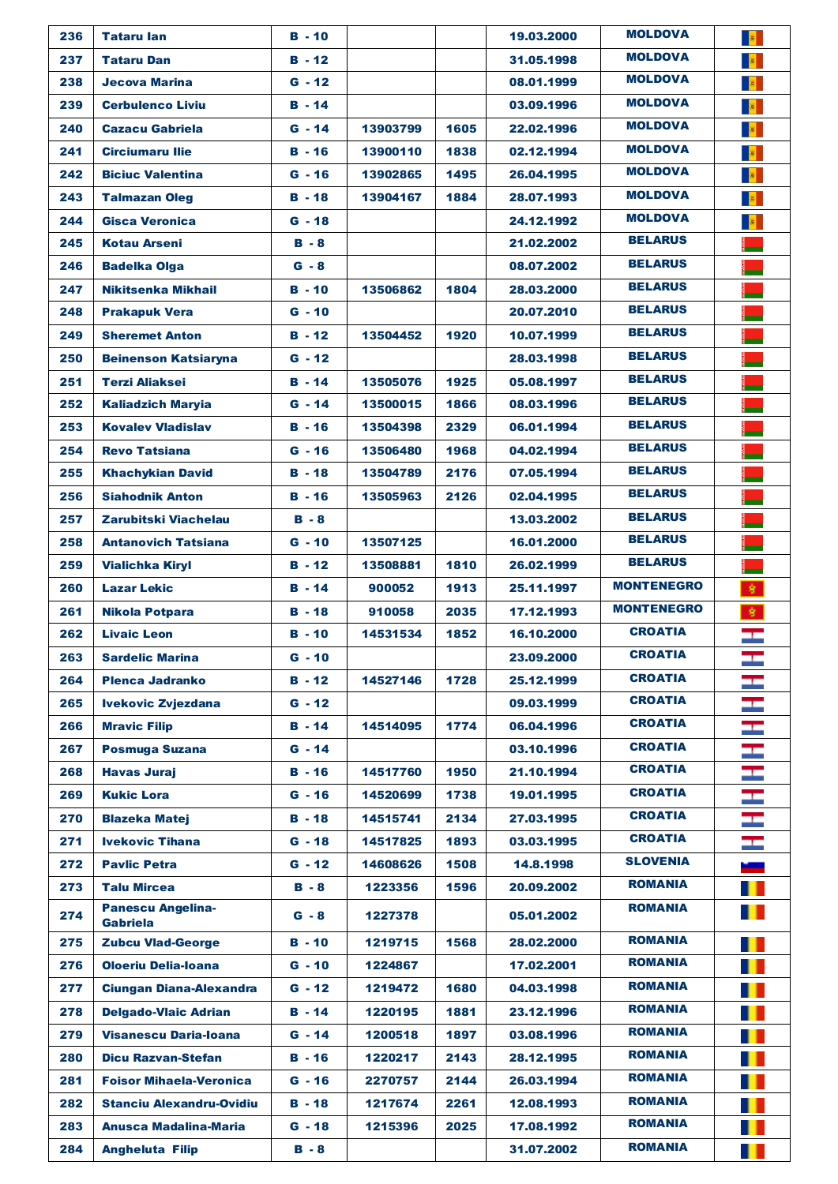| 236 | Tataru Ian | B - 10 | | | 19.03.2000 | MOLDOVA | |
|---|---|---|---|---|---|---|---|
| 237 | Tataru Dan | B - 12 | | | 31.05.1998 | MOLDOVA | |
| 238 | Jecova Marina | G - 12 | | | 08.01.1999 | MOLDOVA | |
| 239 | Cerbulenco Liviu | B - 14 | | | 03.09.1996 | MOLDOVA | |
| 240 | Cazacu Gabriela | G - 14 | 13903799 | 1605 | 22.02.1996 | MOLDOVA | |
| 241 | Circiumaru Ilie | B - 16 | 13900110 | 1838 | 02.12.1994 | MOLDOVA | |
| 242 | Biciuc Valentina | G - 16 | 13902865 | 1495 | 26.04.1995 | MOLDOVA | |
| 243 | Talmazan Oleg | B - 18 | 13904167 | 1884 | 28.07.1993 | MOLDOVA | |
| 244 | Gisca Veronica | G - 18 | | | 24.12.1992 | MOLDOVA | |
| 245 | Kotau Arseni | B - 8 | | | 21.02.2002 | BELARUS | |
| 246 | Badelka Olga | G - 8 | | | 08.07.2002 | BELARUS | |
| 247 | Nikitsenka Mikhail | B - 10 | 13506862 | 1804 | 28.03.2000 | BELARUS | |
| 248 | Prakapuk Vera | G - 10 | | | 20.07.2010 | BELARUS | |
| 249 | Sheremet Anton | B - 12 | 13504452 | 1920 | 10.07.1999 | BELARUS | |
| 250 | Beinenson Katsiaryna | G - 12 | | | 28.03.1998 | BELARUS | |
| 251 | Terzi Aliaksei | B - 14 | 13505076 | 1925 | 05.08.1997 | BELARUS | |
| 252 | Kaliadzich Maryia | G - 14 | 13500015 | 1866 | 08.03.1996 | BELARUS | |
| 253 | Kovalev Vladislav | B - 16 | 13504398 | 2329 | 06.01.1994 | BELARUS | |
| 254 | Revo Tatsiana | G - 16 | 13506480 | 1968 | 04.02.1994 | BELARUS | |
| 255 | Khachykian David | B - 18 | 13504789 | 2176 | 07.05.1994 | BELARUS | |
| 256 | Siahodnik Anton | B - 16 | 13505963 | 2126 | 02.04.1995 | BELARUS | |
| 257 | Zarubitski Viachelau | B - 8 | | | 13.03.2002 | BELARUS | |
| 258 | Antanovich Tatsiana | G - 10 | 13507125 | | 16.01.2000 | BELARUS | |
| 259 | Vialichka Kiryl | B - 12 | 13508881 | 1810 | 26.02.1999 | BELARUS | |
| 260 | Lazar Lekic | B - 14 | 900052 | 1913 | 25.11.1997 | MONTENEGRO | |
| 261 | Nikola Potpara | B - 18 | 910058 | 2035 | 17.12.1993 | MONTENEGRO | |
| 262 | Livaic Leon | B - 10 | 14531534 | 1852 | 16.10.2000 | CROATIA | |
| 263 | Sardelic Marina | G - 10 | | | 23.09.2000 | CROATIA | |
| 264 | Plenca Jadranko | B - 12 | 14527146 | 1728 | 25.12.1999 | CROATIA | |
| 265 | Ivekovic Zvjezdana | G - 12 | | | 09.03.1999 | CROATIA | |
| 266 | Mravic Filip | B - 14 | 14514095 | 1774 | 06.04.1996 | CROATIA | |
| 267 | Posmuga Suzana | G - 14 | | | 03.10.1996 | CROATIA | |
| 268 | Havas Juraj | B - 16 | 14517760 | 1950 | 21.10.1994 | CROATIA | |
| 269 | Kukic Lora | G - 16 | 14520699 | 1738 | 19.01.1995 | CROATIA | |
| 270 | Blazeka Matej | B - 18 | 14515741 | 2134 | 27.03.1995 | CROATIA | |
| 271 | Ivekovic Tihana | G - 18 | 14517825 | 1893 | 03.03.1995 | CROATIA | |
| 272 | Pavlic Petra | G - 12 | 14608626 | 1508 | 14.8.1998 | SLOVENIA | |
| 273 | Talu Mircea | B - 8 | 1223356 | 1596 | 20.09.2002 | ROMANIA | |
| 274 | Panescu Angelina-Gabriela | G - 8 | 1227378 | | 05.01.2002 | ROMANIA | |
| 275 | Zubcu Vlad-George | B - 10 | 1219715 | 1568 | 28.02.2000 | ROMANIA | |
| 276 | Oloeriu Delia-Ioana | G - 10 | 1224867 | | 17.02.2001 | ROMANIA | |
| 277 | Ciungan Diana-Alexandra | G - 12 | 1219472 | 1680 | 04.03.1998 | ROMANIA | |
| 278 | Delgado-Vlaic Adrian | B - 14 | 1220195 | 1881 | 23.12.1996 | ROMANIA | |
| 279 | Visanescu Daria-Ioana | G - 14 | 1200518 | 1897 | 03.08.1996 | ROMANIA | |
| 280 | Dicu Razvan-Stefan | B - 16 | 1220217 | 2143 | 28.12.1995 | ROMANIA | |
| 281 | Foisor Mihaela-Veronica | G - 16 | 2270757 | 2144 | 26.03.1994 | ROMANIA | |
| 282 | Stanciu Alexandru-Ovidiu | B - 18 | 1217674 | 2261 | 12.08.1993 | ROMANIA | |
| 283 | Anusca Madalina-Maria | G - 18 | 1215396 | 2025 | 17.08.1992 | ROMANIA | |
| 284 | Angheluta Filip | B - 8 | | | 31.07.2002 | ROMANIA | |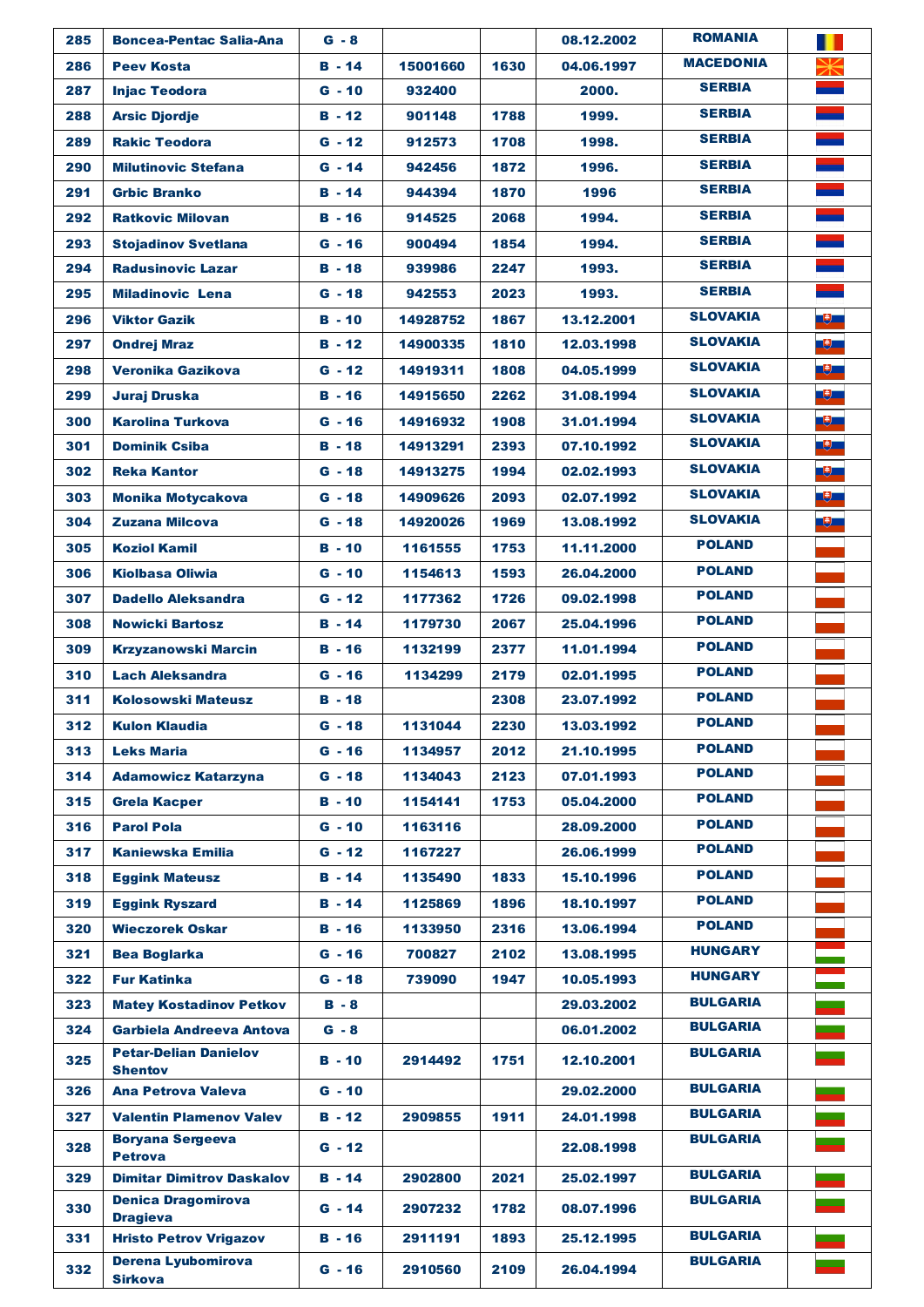| 285 | Boncea-Pentac Salia-Ana | G - 8 | | | 08.12.2002 | ROMANIA | |
|---|---|---|---|---|---|---|---|
| 286 | Peev Kosta | B - 14 | 15001660 | 1630 | 04.06.1997 | MACEDONIA | |
| 287 | Injac Teodora | G - 10 | 932400 | | 2000. | SERBIA | |
| 288 | Arsic Djordje | B - 12 | 901148 | 1788 | 1999. | SERBIA | |
| 289 | Rakic Teodora | G - 12 | 912573 | 1708 | 1998. | SERBIA | |
| 290 | Milutinovic Stefana | G - 14 | 942456 | 1872 | 1996. | SERBIA | |
| 291 | Grbic Branko | B - 14 | 944394 | 1870 | 1996 | SERBIA | |
| 292 | Ratkovic Milovan | B - 16 | 914525 | 2068 | 1994. | SERBIA | |
| 293 | Stojadinov Svetlana | G - 16 | 900494 | 1854 | 1994. | SERBIA | |
| 294 | Radusinovic Lazar | B - 18 | 939986 | 2247 | 1993. | SERBIA | |
| 295 | Miladinovic Lena | G - 18 | 942553 | 2023 | 1993. | SERBIA | |
| 296 | Viktor Gazik | B - 10 | 14928752 | 1867 | 13.12.2001 | SLOVAKIA | |
| 297 | Ondrej Mraz | B - 12 | 14900335 | 1810 | 12.03.1998 | SLOVAKIA | |
| 298 | Veronika Gazikova | G - 12 | 14919311 | 1808 | 04.05.1999 | SLOVAKIA | |
| 299 | Juraj Druska | B - 16 | 14915650 | 2262 | 31.08.1994 | SLOVAKIA | |
| 300 | Karolina Turkova | G - 16 | 14916932 | 1908 | 31.01.1994 | SLOVAKIA | |
| 301 | Dominik Csiba | B - 18 | 14913291 | 2393 | 07.10.1992 | SLOVAKIA | |
| 302 | Reka Kantor | G - 18 | 14913275 | 1994 | 02.02.1993 | SLOVAKIA | |
| 303 | Monika Motycakova | G - 18 | 14909626 | 2093 | 02.07.1992 | SLOVAKIA | |
| 304 | Zuzana Milcova | G - 18 | 14920026 | 1969 | 13.08.1992 | SLOVAKIA | |
| 305 | Koziol Kamil | B - 10 | 1161555 | 1753 | 11.11.2000 | POLAND | |
| 306 | Kiolbasa Oliwia | G - 10 | 1154613 | 1593 | 26.04.2000 | POLAND | |
| 307 | Dadello Aleksandra | G - 12 | 1177362 | 1726 | 09.02.1998 | POLAND | |
| 308 | Nowicki Bartosz | B - 14 | 1179730 | 2067 | 25.04.1996 | POLAND | |
| 309 | Krzyzanowski Marcin | B - 16 | 1132199 | 2377 | 11.01.1994 | POLAND | |
| 310 | Lach Aleksandra | G - 16 | 1134299 | 2179 | 02.01.1995 | POLAND | |
| 311 | Kolosowski Mateusz | B - 18 | | 2308 | 23.07.1992 | POLAND | |
| 312 | Kulon Klaudia | G - 18 | 1131044 | 2230 | 13.03.1992 | POLAND | |
| 313 | Leks Maria | G - 16 | 1134957 | 2012 | 21.10.1995 | POLAND | |
| 314 | Adamowicz Katarzyna | G - 18 | 1134043 | 2123 | 07.01.1993 | POLAND | |
| 315 | Grela Kacper | B - 10 | 1154141 | 1753 | 05.04.2000 | POLAND | |
| 316 | Parol Pola | G - 10 | 1163116 | | 28.09.2000 | POLAND | |
| 317 | Kaniewska Emilia | G - 12 | 1167227 | | 26.06.1999 | POLAND | |
| 318 | Eggink Mateusz | B - 14 | 1135490 | 1833 | 15.10.1996 | POLAND | |
| 319 | Eggink Ryszard | B - 14 | 1125869 | 1896 | 18.10.1997 | POLAND | |
| 320 | Wieczorek Oskar | B - 16 | 1133950 | 2316 | 13.06.1994 | POLAND | |
| 321 | Bea Boglarka | G - 16 | 700827 | 2102 | 13.08.1995 | HUNGARY | |
| 322 | Fur Katinka | G - 18 | 739090 | 1947 | 10.05.1993 | HUNGARY | |
| 323 | Matey Kostadinov Petkov | B - 8 | | | 29.03.2002 | BULGARIA | |
| 324 | Garbiela Andreeva Antova | G - 8 | | | 06.01.2002 | BULGARIA | |
| 325 | Petar-Delian Danielov Shentov | B - 10 | 2914492 | 1751 | 12.10.2001 | BULGARIA | |
| 326 | Ana Petrova Valeva | G - 10 | | | 29.02.2000 | BULGARIA | |
| 327 | Valentin Plamenov Valev | B - 12 | 2909855 | 1911 | 24.01.1998 | BULGARIA | |
| 328 | Boryana Sergeeva Petrova | G - 12 | | | 22.08.1998 | BULGARIA | |
| 329 | Dimitar Dimitrov Daskalov | B - 14 | 2902800 | 2021 | 25.02.1997 | BULGARIA | |
| 330 | Denica Dragomirova Dragieva | G - 14 | 2907232 | 1782 | 08.07.1996 | BULGARIA | |
| 331 | Hristo Petrov Vrigazov | B - 16 | 2911191 | 1893 | 25.12.1995 | BULGARIA | |
| 332 | Derena Lyubomirova Sirkova | G - 16 | 2910560 | 2109 | 26.04.1994 | BULGARIA | |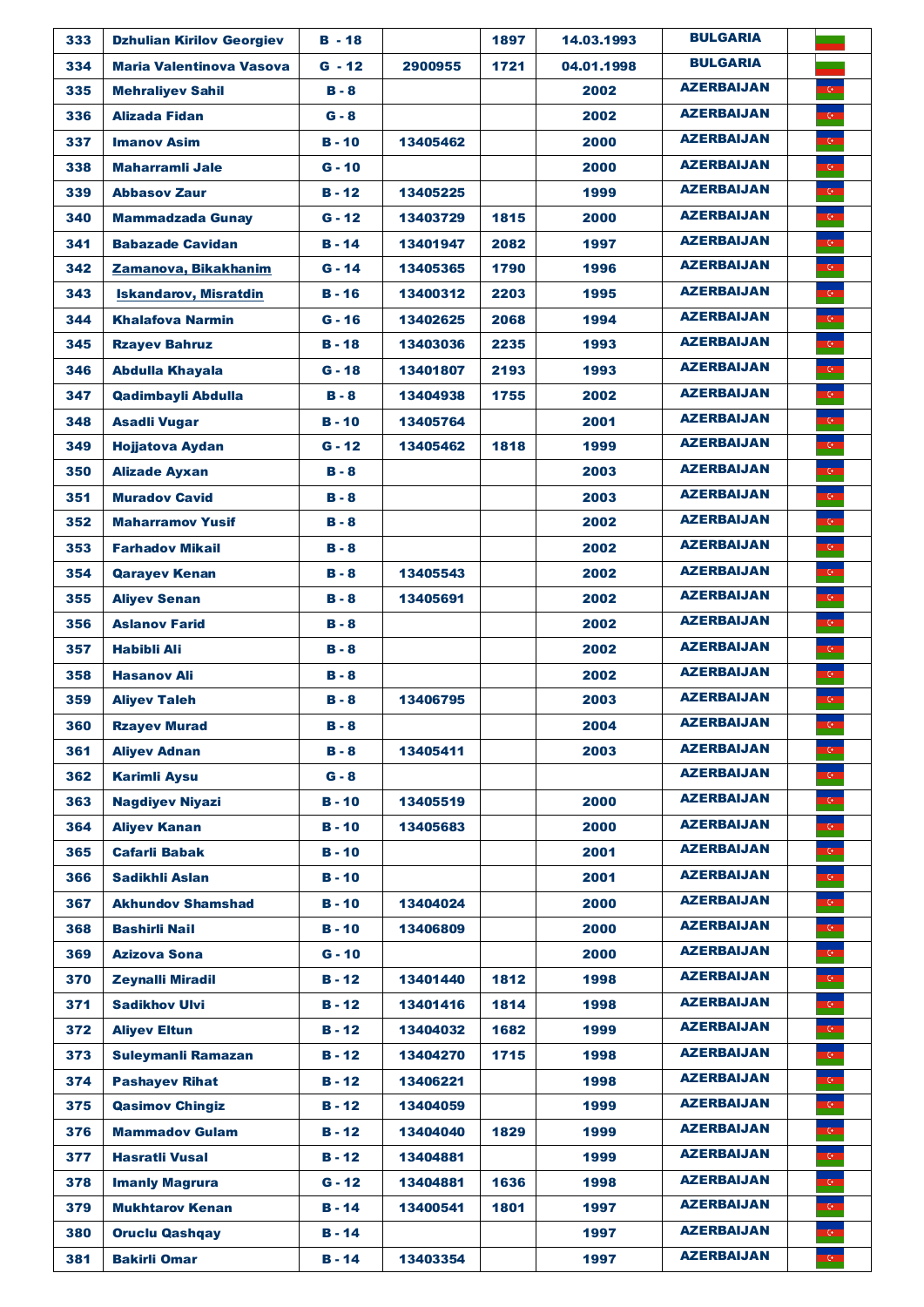| | | | | | | | |
|---|---|---|---|---|---|---|---|
| 333 | Dzhulian Kirilov Georgiev | B - 18 | | 1897 | 14.03.1993 | BULGARIA | |
| 334 | Maria Valentinova Vasova | G - 12 | 2900955 | 1721 | 04.01.1998 | BULGARIA | |
| 335 | Mehraliyev Sahil | B - 8 | | | 2002 | AZERBAIJAN | |
| 336 | Alizada Fidan | G - 8 | | | 2002 | AZERBAIJAN | |
| 337 | Imanov Asim | B - 10 | 13405462 | | 2000 | AZERBAIJAN | |
| 338 | Maharramli Jale | G - 10 | | | 2000 | AZERBAIJAN | |
| 339 | Abbasov Zaur | B - 12 | 13405225 | | 1999 | AZERBAIJAN | |
| 340 | Mammadzada Gunay | G - 12 | 13403729 | 1815 | 2000 | AZERBAIJAN | |
| 341 | Babazade Cavidan | B - 14 | 13401947 | 2082 | 1997 | AZERBAIJAN | |
| 342 | Zamanova, Bikakhanim | G - 14 | 13405365 | 1790 | 1996 | AZERBAIJAN | |
| 343 | Iskandarov, Misratdin | B - 16 | 13400312 | 2203 | 1995 | AZERBAIJAN | |
| 344 | Khalafova Narmin | G - 16 | 13402625 | 2068 | 1994 | AZERBAIJAN | |
| 345 | Rzayev Bahruz | B - 18 | 13403036 | 2235 | 1993 | AZERBAIJAN | |
| 346 | Abdulla Khayala | G - 18 | 13401807 | 2193 | 1993 | AZERBAIJAN | |
| 347 | Qadimbayli Abdulla | B - 8 | 13404938 | 1755 | 2002 | AZERBAIJAN | |
| 348 | Asadli Vugar | B - 10 | 13405764 | | 2001 | AZERBAIJAN | |
| 349 | Hojjatova Aydan | G - 12 | 13405462 | 1818 | 1999 | AZERBAIJAN | |
| 350 | Alizade Ayxan | B - 8 | | | 2003 | AZERBAIJAN | |
| 351 | Muradov Cavid | B - 8 | | | 2003 | AZERBAIJAN | |
| 352 | Maharramov Yusif | B - 8 | | | 2002 | AZERBAIJAN | |
| 353 | Farhadov Mikail | B - 8 | | | 2002 | AZERBAIJAN | |
| 354 | Qarayev Kenan | B - 8 | 13405543 | | 2002 | AZERBAIJAN | |
| 355 | Aliyev Senan | B - 8 | 13405691 | | 2002 | AZERBAIJAN | |
| 356 | Aslanov Farid | B - 8 | | | 2002 | AZERBAIJAN | |
| 357 | Habibli Ali | B - 8 | | | 2002 | AZERBAIJAN | |
| 358 | Hasanov Ali | B - 8 | | | 2002 | AZERBAIJAN | |
| 359 | Aliyev Taleh | B - 8 | 13406795 | | 2003 | AZERBAIJAN | |
| 360 | Rzayev Murad | B - 8 | | | 2004 | AZERBAIJAN | |
| 361 | Aliyev Adnan | B - 8 | 13405411 | | 2003 | AZERBAIJAN | |
| 362 | Karimli Aysu | G - 8 | | | | AZERBAIJAN | |
| 363 | Nagdiyev Niyazi | B - 10 | 13405519 | | 2000 | AZERBAIJAN | |
| 364 | Aliyev Kanan | B - 10 | 13405683 | | 2000 | AZERBAIJAN | |
| 365 | Cafarli Babak | B - 10 | | | 2001 | AZERBAIJAN | |
| 366 | Sadikhli Aslan | B - 10 | | | 2001 | AZERBAIJAN | |
| 367 | Akhundov Shamshad | B - 10 | 13404024 | | 2000 | AZERBAIJAN | |
| 368 | Bashirli Nail | B - 10 | 13406809 | | 2000 | AZERBAIJAN | |
| 369 | Azizova Sona | G - 10 | | | 2000 | AZERBAIJAN | |
| 370 | Zeynalli Miradil | B - 12 | 13401440 | 1812 | 1998 | AZERBAIJAN | |
| 371 | Sadikhov Ulvi | B - 12 | 13401416 | 1814 | 1998 | AZERBAIJAN | |
| 372 | Aliyev Eltun | B - 12 | 13404032 | 1682 | 1999 | AZERBAIJAN | |
| 373 | Suleymanli Ramazan | B - 12 | 13404270 | 1715 | 1998 | AZERBAIJAN | |
| 374 | Pashayev Rihat | B - 12 | 13406221 | | 1998 | AZERBAIJAN | |
| 375 | Qasimov Chingiz | B - 12 | 13404059 | | 1999 | AZERBAIJAN | |
| 376 | Mammadov Gulam | B - 12 | 13404040 | 1829 | 1999 | AZERBAIJAN | |
| 377 | Hasratli Vusal | B - 12 | 13404881 | | 1999 | AZERBAIJAN | |
| 378 | Imanly Magrura | G - 12 | 13404881 | 1636 | 1998 | AZERBAIJAN | |
| 379 | Mukhtarov Kenan | B - 14 | 13400541 | 1801 | 1997 | AZERBAIJAN | |
| 380 | Oruclu Qashqay | B - 14 | | | 1997 | AZERBAIJAN | |
| 381 | Bakirli Omar | B - 14 | 13403354 | | 1997 | AZERBAIJAN | |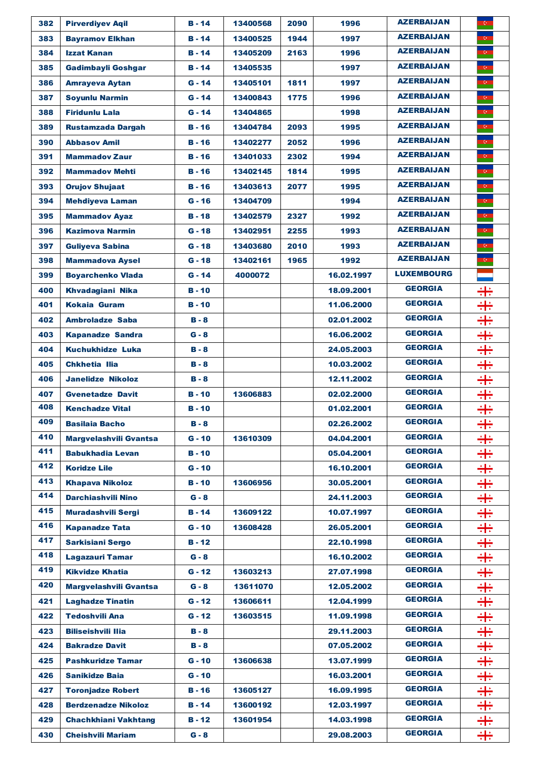| 382 | Pirverdiyev Aqil | B - 14 | 13400568 | 2090 | 1996 | AZERBAIJAN | |
|---|---|---|---|---|---|---|---|
| 383 | Bayramov Elkhan | B - 14 | 13400525 | 1944 | 1997 | AZERBAIJAN | |
| 384 | Izzat Kanan | B - 14 | 13405209 | 2163 | 1996 | AZERBAIJAN | |
| 385 | Gadimbayli Goshgar | B - 14 | 13405535 | | 1997 | AZERBAIJAN | |
| 386 | Amrayeva Aytan | G - 14 | 13405101 | 1811 | 1997 | AZERBAIJAN | |
| 387 | Soyunlu Narmin | G - 14 | 13400843 | 1775 | 1996 | AZERBAIJAN | |
| 388 | Firidunlu Lala | G - 14 | 13404865 | | 1998 | AZERBAIJAN | |
| 389 | Rustamzada Dargah | B - 16 | 13404784 | 2093 | 1995 | AZERBAIJAN | |
| 390 | Abbasov Amil | B - 16 | 13402277 | 2052 | 1996 | AZERBAIJAN | |
| 391 | Mammadov Zaur | B - 16 | 13401033 | 2302 | 1994 | AZERBAIJAN | |
| 392 | Mammadov Mehti | B - 16 | 13402145 | 1814 | 1995 | AZERBAIJAN | |
| 393 | Orujov Shujaat | B - 16 | 13403613 | 2077 | 1995 | AZERBAIJAN | |
| 394 | Mehdiyeva Laman | G - 16 | 13404709 | | 1994 | AZERBAIJAN | |
| 395 | Mammadov Ayaz | B - 18 | 13402579 | 2327 | 1992 | AZERBAIJAN | |
| 396 | Kazimova Narmin | G - 18 | 13402951 | 2255 | 1993 | AZERBAIJAN | |
| 397 | Guliyeva Sabina | G - 18 | 13403680 | 2010 | 1993 | AZERBAIJAN | |
| 398 | Mammadova Aysel | G - 18 | 13402161 | 1965 | 1992 | AZERBAIJAN | |
| 399 | Boyarchenko Vlada | G - 14 | 4000072 | | 16.02.1997 | LUXEMBOURG | |
| 400 | Khvadagiani Nika | B - 10 | | | 18.09.2001 | GEORGIA | |
| 401 | Kokaia Guram | B - 10 | | | 11.06.2000 | GEORGIA | |
| 402 | Ambroladze Saba | B - 8 | | | 02.01.2002 | GEORGIA | |
| 403 | Kapanadze Sandra | G - 8 | | | 16.06.2002 | GEORGIA | |
| 404 | Kuchukhidze Luka | B - 8 | | | 24.05.2003 | GEORGIA | |
| 405 | Chkhetia Ilia | B - 8 | | | 10.03.2002 | GEORGIA | |
| 406 | Janelidze Nikoloz | B - 8 | | | 12.11.2002 | GEORGIA | |
| 407 | Gvenetadze Davit | B - 10 | 13606883 | | 02.02.2000 | GEORGIA | |
| 408 | Kenchadze Vital | B - 10 | | | 01.02.2001 | GEORGIA | |
| 409 | Basilaia Bacho | B - 8 | | | 02.26.2002 | GEORGIA | |
| 410 | Margvelashvili Gvantsa | G - 10 | 13610309 | | 04.04.2001 | GEORGIA | |
| 411 | Babukhadia Levan | B - 10 | | | 05.04.2001 | GEORGIA | |
| 412 | Koridze Lile | G - 10 | | | 16.10.2001 | GEORGIA | |
| 413 | Khapava Nikoloz | B - 10 | 13606956 | | 30.05.2001 | GEORGIA | |
| 414 | Darchiashvili Nino | G - 8 | | | 24.11.2003 | GEORGIA | |
| 415 | Muradashvili Sergi | B - 14 | 13609122 | | 10.07.1997 | GEORGIA | |
| 416 | Kapanadze Tata | G - 10 | 13608428 | | 26.05.2001 | GEORGIA | |
| 417 | Sarkisiani Sergo | B - 12 | | | 22.10.1998 | GEORGIA | |
| 418 | Lagazauri Tamar | G - 8 | | | 16.10.2002 | GEORGIA | |
| 419 | Kikvidze Khatia | G - 12 | 13603213 | | 27.07.1998 | GEORGIA | |
| 420 | Margvelashvili Gvantsa | G - 8 | 13611070 | | 12.05.2002 | GEORGIA | |
| 421 | Laghadze Tinatin | G - 12 | 13606611 | | 12.04.1999 | GEORGIA | |
| 422 | Tedoshvili Ana | G - 12 | 13603515 | | 11.09.1998 | GEORGIA | |
| 423 | Biliseishvili Ilia | B - 8 | | | 29.11.2003 | GEORGIA | |
| 424 | Bakradze Davit | B - 8 | | | 07.05.2002 | GEORGIA | |
| 425 | Pashkuridze Tamar | G - 10 | 13606638 | | 13.07.1999 | GEORGIA | |
| 426 | Sanikidze Baia | G - 10 | | | 16.03.2001 | GEORGIA | |
| 427 | Toronjadze Robert | B - 16 | 13605127 | | 16.09.1995 | GEORGIA | |
| 428 | Berdzenadze Nikoloz | B - 14 | 13600192 | | 12.03.1997 | GEORGIA | |
| 429 | Chachkhiani Vakhtang | B - 12 | 13601954 | | 14.03.1998 | GEORGIA | |
| 430 | Cheishvili Mariam | G - 8 | | | 29.08.2003 | GEORGIA | |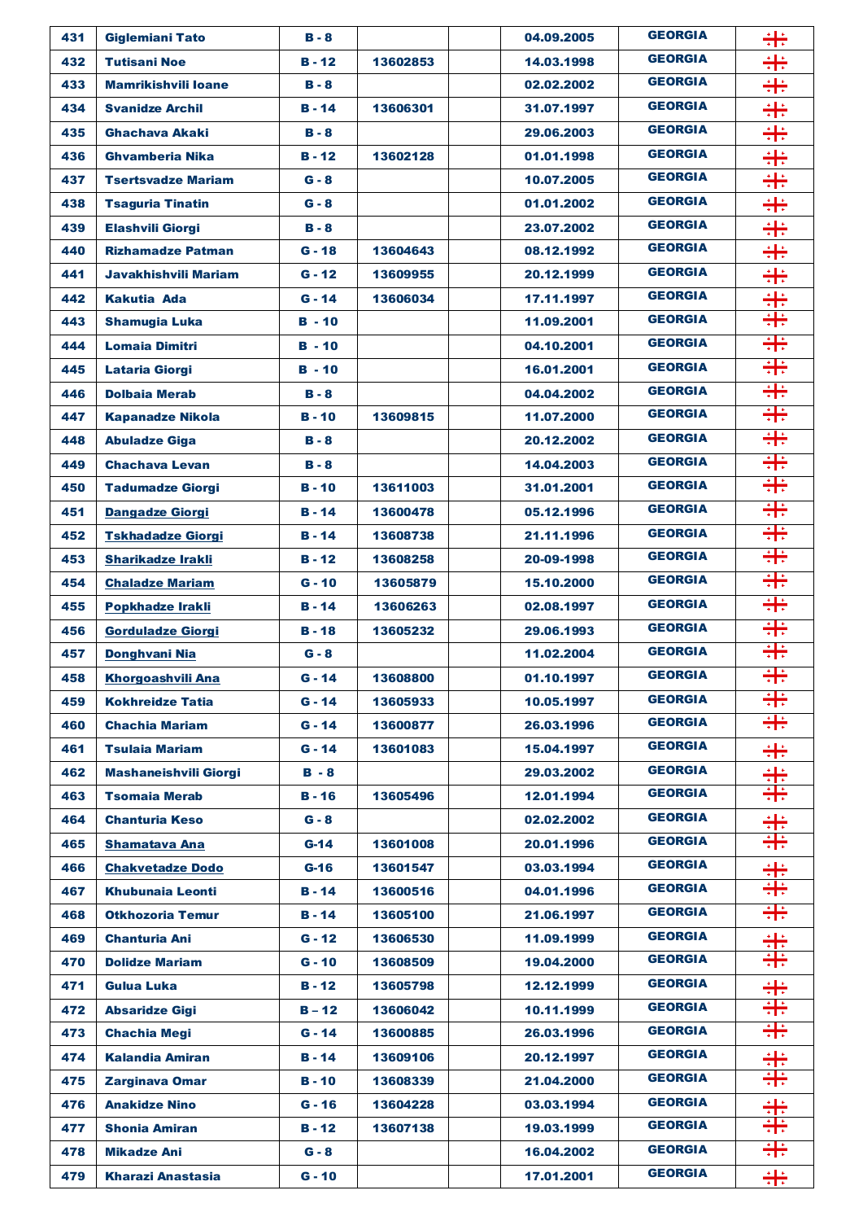| | | | | | | | |
|---|---|---|---|---|---|---|---|
| 431 | Giglemiani Tato | B - 8 | | | 04.09.2005 | GEORGIA | |
| 432 | Tutisani Noe | B - 12 | 13602853 | | 14.03.1998 | GEORGIA | |
| 433 | Mamrikishvili Ioane | B - 8 | | | 02.02.2002 | GEORGIA | |
| 434 | Svanidze Archil | B - 14 | 13606301 | | 31.07.1997 | GEORGIA | |
| 435 | Ghachava Akaki | B - 8 | | | 29.06.2003 | GEORGIA | |
| 436 | Ghvamberia Nika | B - 12 | 13602128 | | 01.01.1998 | GEORGIA | |
| 437 | Tsertsvadze Mariam | G - 8 | | | 10.07.2005 | GEORGIA | |
| 438 | Tsaguria Tinatin | G - 8 | | | 01.01.2002 | GEORGIA | |
| 439 | Elashvili Giorgi | B - 8 | | | 23.07.2002 | GEORGIA | |
| 440 | Rizhamadze Patman | G - 18 | 13604643 | | 08.12.1992 | GEORGIA | |
| 441 | Javakhishvili Mariam | G - 12 | 13609955 | | 20.12.1999 | GEORGIA | |
| 442 | Kakutia Ada | G - 14 | 13606034 | | 17.11.1997 | GEORGIA | |
| 443 | Shamugia Luka | B - 10 | | | 11.09.2001 | GEORGIA | |
| 444 | Lomaia Dimitri | B - 10 | | | 04.10.2001 | GEORGIA | |
| 445 | Lataria Giorgi | B - 10 | | | 16.01.2001 | GEORGIA | |
| 446 | Dolbaia Merab | B - 8 | | | 04.04.2002 | GEORGIA | |
| 447 | Kapanadze Nikola | B - 10 | 13609815 | | 11.07.2000 | GEORGIA | |
| 448 | Abuladze Giga | B - 8 | | | 20.12.2002 | GEORGIA | |
| 449 | Chachava Levan | B - 8 | | | 14.04.2003 | GEORGIA | |
| 450 | Tadumadze Giorgi | B - 10 | 13611003 | | 31.01.2001 | GEORGIA | |
| 451 | Dangadze Giorgi | B - 14 | 13600478 | | 05.12.1996 | GEORGIA | |
| 452 | Tskhadadze Giorgi | B - 14 | 13608738 | | 21.11.1996 | GEORGIA | |
| 453 | Sharikadze Irakli | B - 12 | 13608258 | | 20-09-1998 | GEORGIA | |
| 454 | Chaladze Mariam | G - 10 | 13605879 | | 15.10.2000 | GEORGIA | |
| 455 | Popkhadze Irakli | B - 14 | 13606263 | | 02.08.1997 | GEORGIA | |
| 456 | Gorduladze Giorgi | B - 18 | 13605232 | | 29.06.1993 | GEORGIA | |
| 457 | Donghvani Nia | G - 8 | | | 11.02.2004 | GEORGIA | |
| 458 | Khorgoashvili Ana | G - 14 | 13608800 | | 01.10.1997 | GEORGIA | |
| 459 | Kokhreidze Tatia | G - 14 | 13605933 | | 10.05.1997 | GEORGIA | |
| 460 | Chachia Mariam | G - 14 | 13600877 | | 26.03.1996 | GEORGIA | |
| 461 | Tsulaia Mariam | G - 14 | 13601083 | | 15.04.1997 | GEORGIA | |
| 462 | Mashaneishvili Giorgi | B - 8 | | | 29.03.2002 | GEORGIA | |
| 463 | Tsomaia Merab | B - 16 | 13605496 | | 12.01.1994 | GEORGIA | |
| 464 | Chanturia Keso | G - 8 | | | 02.02.2002 | GEORGIA | |
| 465 | Shamatava Ana | G-14 | 13601008 | | 20.01.1996 | GEORGIA | |
| 466 | Chakvetadze Dodo | G-16 | 13601547 | | 03.03.1994 | GEORGIA | |
| 467 | Khubunaia Leonti | B - 14 | 13600516 | | 04.01.1996 | GEORGIA | |
| 468 | Otkhozoria Temur | B - 14 | 13605100 | | 21.06.1997 | GEORGIA | |
| 469 | Chanturia Ani | G - 12 | 13606530 | | 11.09.1999 | GEORGIA | |
| 470 | Dolidze Mariam | G - 10 | 13608509 | | 19.04.2000 | GEORGIA | |
| 471 | Gulua Luka | B - 12 | 13605798 | | 12.12.1999 | GEORGIA | |
| 472 | Absaridze Gigi | B – 12 | 13606042 | | 10.11.1999 | GEORGIA | |
| 473 | Chachia Megi | G - 14 | 13600885 | | 26.03.1996 | GEORGIA | |
| 474 | Kalandia Amiran | B - 14 | 13609106 | | 20.12.1997 | GEORGIA | |
| 475 | Zarginava Omar | B - 10 | 13608339 | | 21.04.2000 | GEORGIA | |
| 476 | Anakidze Nino | G - 16 | 13604228 | | 03.03.1994 | GEORGIA | |
| 477 | Shonia Amiran | B - 12 | 13607138 | | 19.03.1999 | GEORGIA | |
| 478 | Mikadze Ani | G - 8 | | | 16.04.2002 | GEORGIA | |
| 479 | Kharazi Anastasia | G - 10 | | | 17.01.2001 | GEORGIA | |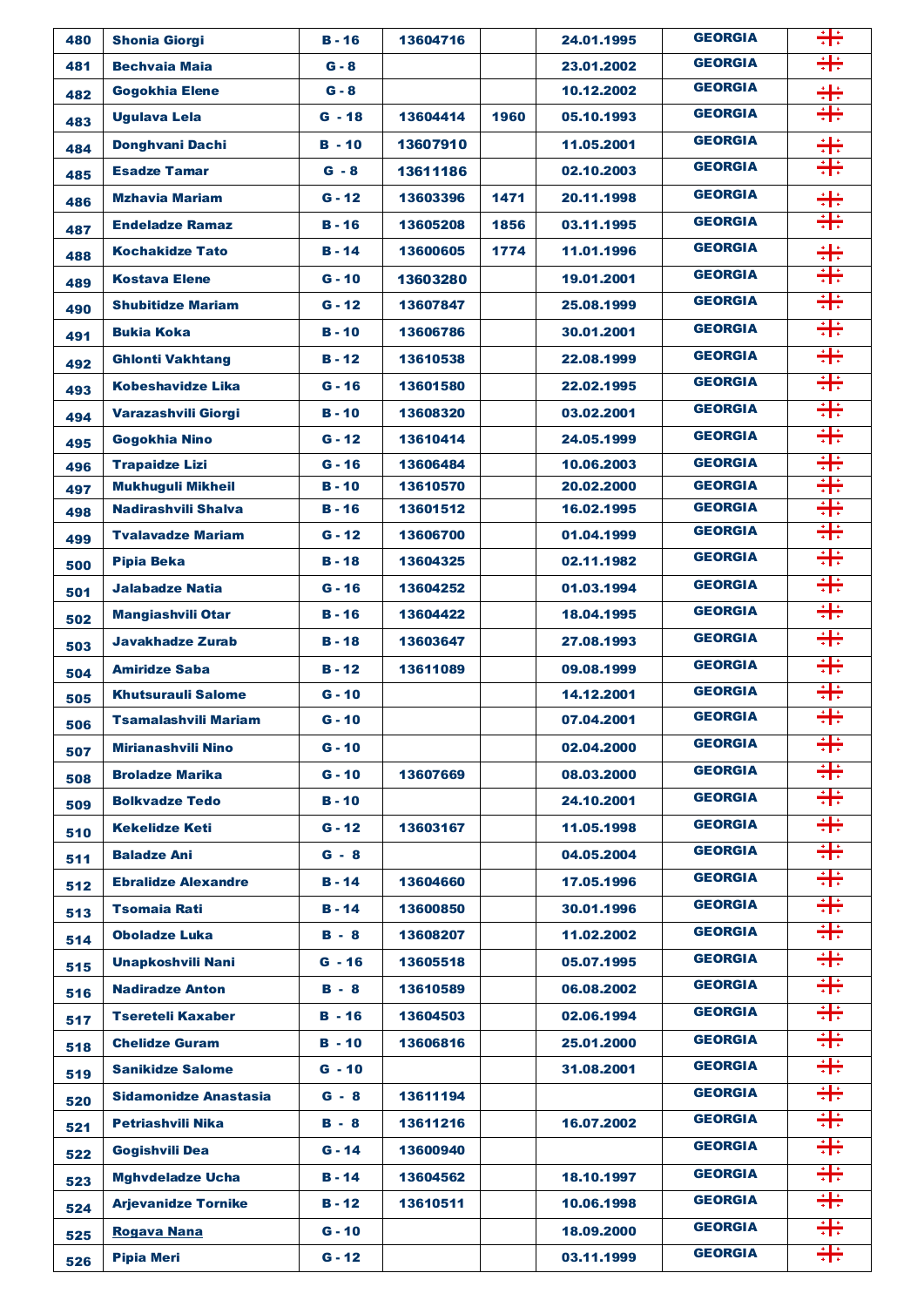| 480 | Shonia Giorgi | B - 16 | 13604716 | | 24.01.1995 | GEORGIA | |
|---|---|---|---|---|---|---|---|
| 481 | Bechvaia Maia | G - 8 | | | 23.01.2002 | GEORGIA | |
| 482 | Gogokhia Elene | G - 8 | | | 10.12.2002 | GEORGIA | |
| 483 | Ugulava Lela | G - 18 | 13604414 | 1960 | 05.10.1993 | GEORGIA | |
| 484 | Donghvani Dachi | B - 10 | 13607910 | | 11.05.2001 | GEORGIA | |
| 485 | Esadze Tamar | G - 8 | 13611186 | | 02.10.2003 | GEORGIA | |
| 486 | Mzhavia Mariam | G - 12 | 13603396 | 1471 | 20.11.1998 | GEORGIA | |
| 487 | Endeladze Ramaz | B - 16 | 13605208 | 1856 | 03.11.1995 | GEORGIA | |
| 488 | Kochakidze Tato | B - 14 | 13600605 | 1774 | 11.01.1996 | GEORGIA | |
| 489 | Kostava Elene | G - 10 | 13603280 | | 19.01.2001 | GEORGIA | |
| 490 | Shubitidze Mariam | G - 12 | 13607847 | | 25.08.1999 | GEORGIA | |
| 491 | Bukia Koka | B - 10 | 13606786 | | 30.01.2001 | GEORGIA | |
| 492 | Ghlonti Vakhtang | B - 12 | 13610538 | | 22.08.1999 | GEORGIA | |
| 493 | Kobeshavidze Lika | G - 16 | 13601580 | | 22.02.1995 | GEORGIA | |
| 494 | Varazashvili Giorgi | B - 10 | 13608320 | | 03.02.2001 | GEORGIA | |
| 495 | Gogokhia Nino | G - 12 | 13610414 | | 24.05.1999 | GEORGIA | |
| 496 | Trapaidze Lizi | G - 16 | 13606484 | | 10.06.2003 | GEORGIA | |
| 497 | Mukhuguli Mikheil | B - 10 | 13610570 | | 20.02.2000 | GEORGIA | |
| 498 | Nadirashvili Shalva | B - 16 | 13601512 | | 16.02.1995 | GEORGIA | |
| 499 | Tvalavadze Mariam | G - 12 | 13606700 | | 01.04.1999 | GEORGIA | |
| 500 | Pipia Beka | B - 18 | 13604325 | | 02.11.1982 | GEORGIA | |
| 501 | Jalabadze Natia | G - 16 | 13604252 | | 01.03.1994 | GEORGIA | |
| 502 | Mangiashvili Otar | B - 16 | 13604422 | | 18.04.1995 | GEORGIA | |
| 503 | Javakhadze Zurab | B - 18 | 13603647 | | 27.08.1993 | GEORGIA | |
| 504 | Amiridze Saba | B - 12 | 13611089 | | 09.08.1999 | GEORGIA | |
| 505 | Khutsurauli Salome | G - 10 | | | 14.12.2001 | GEORGIA | |
| 506 | Tsamalashvili Mariam | G - 10 | | | 07.04.2001 | GEORGIA | |
| 507 | Mirianashvili Nino | G - 10 | | | 02.04.2000 | GEORGIA | |
| 508 | Broladze Marika | G - 10 | 13607669 | | 08.03.2000 | GEORGIA | |
| 509 | Bolkvadze Tedo | B - 10 | | | 24.10.2001 | GEORGIA | |
| 510 | Kekelidze Keti | G - 12 | 13603167 | | 11.05.1998 | GEORGIA | |
| 511 | Baladze Ani | G - 8 | | | 04.05.2004 | GEORGIA | |
| 512 | Ebralidze Alexandre | B - 14 | 13604660 | | 17.05.1996 | GEORGIA | |
| 513 | Tsomaia Rati | B - 14 | 13600850 | | 30.01.1996 | GEORGIA | |
| 514 | Oboladze Luka | B - 8 | 13608207 | | 11.02.2002 | GEORGIA | |
| 515 | Unapkoshvili Nani | G - 16 | 13605518 | | 05.07.1995 | GEORGIA | |
| 516 | Nadiradze Anton | B - 8 | 13610589 | | 06.08.2002 | GEORGIA | |
| 517 | Tsereteli Kaxaber | B - 16 | 13604503 | | 02.06.1994 | GEORGIA | |
| 518 | Chelidze Guram | B - 10 | 13606816 | | 25.01.2000 | GEORGIA | |
| 519 | Sanikidze Salome | G - 10 | | | 31.08.2001 | GEORGIA | |
| 520 | Sidamonidze Anastasia | G - 8 | 13611194 | | | GEORGIA | |
| 521 | Petriashvili Nika | B - 8 | 13611216 | | 16.07.2002 | GEORGIA | |
| 522 | Gogishvili Dea | G - 14 | 13600940 | | | GEORGIA | |
| 523 | Mghvdeladze Ucha | B - 14 | 13604562 | | 18.10.1997 | GEORGIA | |
| 524 | Arjevanidze Tornike | B - 12 | 13610511 | | 10.06.1998 | GEORGIA | |
| 525 | Rogava Nana | G - 10 | | | 18.09.2000 | GEORGIA | |
| 526 | Pipia Meri | G - 12 | | | 03.11.1999 | GEORGIA | |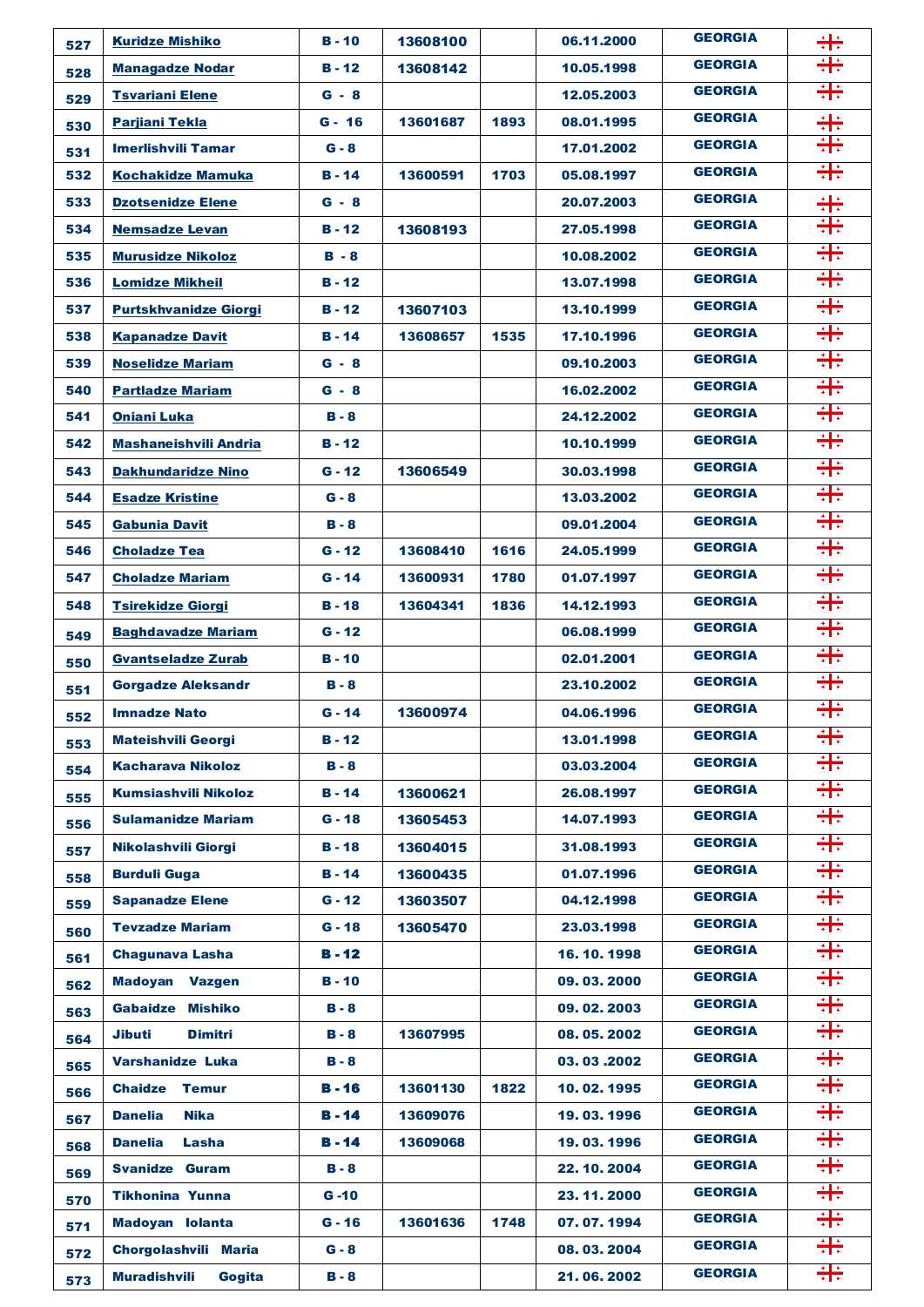| | | | | | | | |
|---|---|---|---|---|---|---|---|
| 527 | Kuridze Mishiko | B - 10 | 13608100 | | 06.11.2000 | GEORGIA | |
| 528 | Managadze Nodar | B - 12 | 13608142 | | 10.05.1998 | GEORGIA | |
| 529 | Tsvariani Elene | G - 8 | | | 12.05.2003 | GEORGIA | |
| 530 | Parjiani Tekla | G - 16 | 13601687 | 1893 | 08.01.1995 | GEORGIA | |
| 531 | Imerlishvili Tamar | G - 8 | | | 17.01.2002 | GEORGIA | |
| 532 | Kochakidze Mamuka | B - 14 | 13600591 | 1703 | 05.08.1997 | GEORGIA | |
| 533 | Dzotsenidze Elene | G - 8 | | | 20.07.2003 | GEORGIA | |
| 534 | Nemsadze Levan | B - 12 | 13608193 | | 27.05.1998 | GEORGIA | |
| 535 | Murusidze Nikoloz | B - 8 | | | 10.08.2002 | GEORGIA | |
| 536 | Lomidze Mikheil | B - 12 | | | 13.07.1998 | GEORGIA | |
| 537 | Purtskhvanidze Giorgi | B - 12 | 13607103 | | 13.10.1999 | GEORGIA | |
| 538 | Kapanadze Davit | B - 14 | 13608657 | 1535 | 17.10.1996 | GEORGIA | |
| 539 | Noselidze Mariam | G - 8 | | | 09.10.2003 | GEORGIA | |
| 540 | Partladze Mariam | G - 8 | | | 16.02.2002 | GEORGIA | |
| 541 | Oniani Luka | B - 8 | | | 24.12.2002 | GEORGIA | |
| 542 | Mashaneishvili Andria | B - 12 | | | 10.10.1999 | GEORGIA | |
| 543 | Dakhundaridze Nino | G - 12 | 13606549 | | 30.03.1998 | GEORGIA | |
| 544 | Esadze Kristine | G - 8 | | | 13.03.2002 | GEORGIA | |
| 545 | Gabunia Davit | B - 8 | | | 09.01.2004 | GEORGIA | |
| 546 | Choladze Tea | G - 12 | 13608410 | 1616 | 24.05.1999 | GEORGIA | |
| 547 | Choladze Mariam | G - 14 | 13600931 | 1780 | 01.07.1997 | GEORGIA | |
| 548 | Tsirekidze Giorgi | B - 18 | 13604341 | 1836 | 14.12.1993 | GEORGIA | |
| 549 | Baghdavadze Mariam | G - 12 | | | 06.08.1999 | GEORGIA | |
| 550 | Gvantseladze Zurab | B - 10 | | | 02.01.2001 | GEORGIA | |
| 551 | Gorgadze Aleksandr | B - 8 | | | 23.10.2002 | GEORGIA | |
| 552 | Imnadze Nato | G - 14 | 13600974 | | 04.06.1996 | GEORGIA | |
| 553 | Mateishvili Georgi | B - 12 | | | 13.01.1998 | GEORGIA | |
| 554 | Kacharava Nikoloz | B - 8 | | | 03.03.2004 | GEORGIA | |
| 555 | Kumsiashvili Nikoloz | B - 14 | 13600621 | | 26.08.1997 | GEORGIA | |
| 556 | Sulamanidze Mariam | G - 18 | 13605453 | | 14.07.1993 | GEORGIA | |
| 557 | Nikolashvili Giorgi | B - 18 | 13604015 | | 31.08.1993 | GEORGIA | |
| 558 | Burduli Guga | B - 14 | 13600435 | | 01.07.1996 | GEORGIA | |
| 559 | Sapanadze Elene | G - 12 | 13603507 | | 04.12.1998 | GEORGIA | |
| 560 | Tevzadze Mariam | G - 18 | 13605470 | | 23.03.1998 | GEORGIA | |
| 561 | Chagunava Lasha | B - 12 | | | 16. 10. 1998 | GEORGIA | |
| 562 | Madoyan Vazgen | B - 10 | | | 09. 03. 2000 | GEORGIA | |
| 563 | Gabaidze Mishiko | B - 8 | | | 09. 02. 2003 | GEORGIA | |
| 564 | Jibuti Dimitri | B - 8 | 13607995 | | 08. 05. 2002 | GEORGIA | |
| 565 | Varshanidze Luka | B - 8 | | | 03. 03 .2002 | GEORGIA | |
| 566 | Chaidze Temur | B - 16 | 13601130 | 1822 | 10. 02. 1995 | GEORGIA | |
| 567 | Danelia Nika | B - 14 | 13609076 | | 19. 03. 1996 | GEORGIA | |
| 568 | Danelia Lasha | B - 14 | 13609068 | | 19. 03. 1996 | GEORGIA | |
| 569 | Svanidze Guram | B - 8 | | | 22. 10. 2004 | GEORGIA | |
| 570 | Tikhonina Yunna | G -10 | | | 23. 11. 2000 | GEORGIA | |
| 571 | Madoyan Iolanta | G - 16 | 13601636 | 1748 | 07. 07. 1994 | GEORGIA | |
| 572 | Chorgolashvili Maria | G - 8 | | | 08. 03. 2004 | GEORGIA | |
| 573 | Muradishvili Gogita | B - 8 | | | 21. 06. 2002 | GEORGIA | |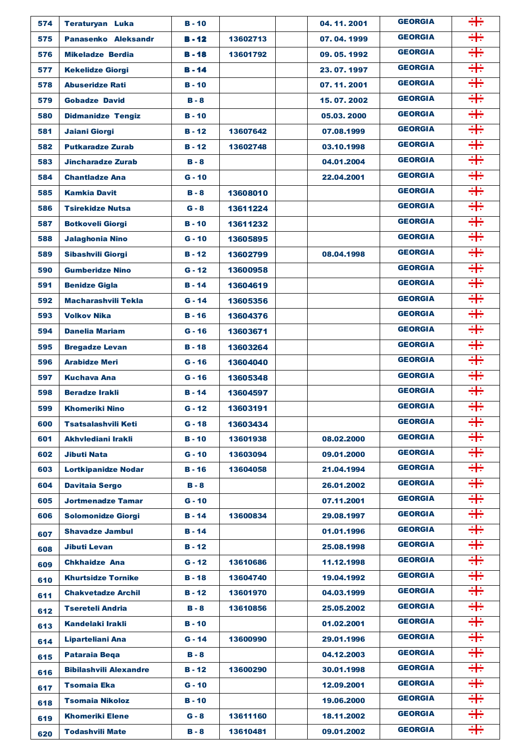| | | | | | | | |
|---|---|---|---|---|---|---|---|
| 574 | Teraturyan Luka | B - 10 | | | 04. 11. 2001 | GEORGIA | |
| 575 | Panasenko Aleksandr | B - 12 | 13602713 | | 07. 04. 1999 | GEORGIA | |
| 576 | Mikeladze Berdia | B - 18 | 13601792 | | 09. 05. 1992 | GEORGIA | |
| 577 | Kekelidze Giorgi | B - 14 | | | 23. 07. 1997 | GEORGIA | |
| 578 | Abuseridze Rati | B - 10 | | | 07. 11. 2001 | GEORGIA | |
| 579 | Gobadze David | B - 8 | | | 15. 07. 2002 | GEORGIA | |
| 580 | Didmanidze Tengiz | B - 10 | | | 05.03. 2000 | GEORGIA | |
| 581 | Jaiani Giorgi | B - 12 | 13607642 | | 07.08.1999 | GEORGIA | |
| 582 | Putkaradze Zurab | B - 12 | 13602748 | | 03.10.1998 | GEORGIA | |
| 583 | Jincharadze Zurab | B - 8 | | | 04.01.2004 | GEORGIA | |
| 584 | Chantladze Ana | G - 10 | | | 22.04.2001 | GEORGIA | |
| 585 | Kamkia Davit | B - 8 | 13608010 | | | GEORGIA | |
| 586 | Tsirekidze Nutsa | G - 8 | 13611224 | | | GEORGIA | |
| 587 | Botkoveli Giorgi | B - 10 | 13611232 | | | GEORGIA | |
| 588 | Jalaghonia Nino | G - 10 | 13605895 | | | GEORGIA | |
| 589 | Sibashvili Giorgi | B - 12 | 13602799 | | 08.04.1998 | GEORGIA | |
| 590 | Gumberidze Nino | G - 12 | 13600958 | | | GEORGIA | |
| 591 | Benidze Gigla | B - 14 | 13604619 | | | GEORGIA | |
| 592 | Macharashvili Tekla | G - 14 | 13605356 | | | GEORGIA | |
| 593 | Volkov Nika | B - 16 | 13604376 | | | GEORGIA | |
| 594 | Danelia Mariam | G - 16 | 13603671 | | | GEORGIA | |
| 595 | Bregadze Levan | B - 18 | 13603264 | | | GEORGIA | |
| 596 | Arabidze Meri | G - 16 | 13604040 | | | GEORGIA | |
| 597 | Kuchava Ana | G - 16 | 13605348 | | | GEORGIA | |
| 598 | Beradze Irakli | B - 14 | 13604597 | | | GEORGIA | |
| 599 | Khomeriki Nino | G - 12 | 13603191 | | | GEORGIA | |
| 600 | Tsatsalashvili Keti | G - 18 | 13603434 | | | GEORGIA | |
| 601 | Akhvlediani Irakli | B - 10 | 13601938 | | 08.02.2000 | GEORGIA | |
| 602 | Jibuti Nata | G - 10 | 13603094 | | 09.01.2000 | GEORGIA | |
| 603 | Lortkipanidze Nodar | B - 16 | 13604058 | | 21.04.1994 | GEORGIA | |
| 604 | Davitaia Sergo | B - 8 | | | 26.01.2002 | GEORGIA | |
| 605 | Jortmenadze Tamar | G - 10 | | | 07.11.2001 | GEORGIA | |
| 606 | Solomonidze Giorgi | B - 14 | 13600834 | | 29.08.1997 | GEORGIA | |
| 607 | Shavadze Jambul | B - 14 | | | 01.01.1996 | GEORGIA | |
| 608 | Jibuti Levan | B - 12 | | | 25.08.1998 | GEORGIA | |
| 609 | Chkhaidze Ana | G - 12 | 13610686 | | 11.12.1998 | GEORGIA | |
| 610 | Khurtsidze Tornike | B - 18 | 13604740 | | 19.04.1992 | GEORGIA | |
| 611 | Chakvetadze Archil | B - 12 | 13601970 | | 04.03.1999 | GEORGIA | |
| 612 | Tsereteli Andria | B - 8 | 13610856 | | 25.05.2002 | GEORGIA | |
| 613 | Kandelaki Irakli | B - 10 | | | 01.02.2001 | GEORGIA | |
| 614 | Lipartelani Ana | G - 14 | 13600990 | | 29.01.1996 | GEORGIA | |
| 615 | Pataraia Beqa | B - 8 | | | 04.12.2003 | GEORGIA | |
| 616 | Bibilashvili Alexandre | B - 12 | 13600290 | | 30.01.1998 | GEORGIA | |
| 617 | Tsomaia Eka | G - 10 | | | 12.09.2001 | GEORGIA | |
| 618 | Tsomaia Nikoloz | B - 10 | | | 19.06.2000 | GEORGIA | |
| 619 | Khomeriki Elene | G - 8 | 13611160 | | 18.11.2002 | GEORGIA | |
| 620 | Todashvili Mate | B - 8 | 13610481 | | 09.01.2002 | GEORGIA | |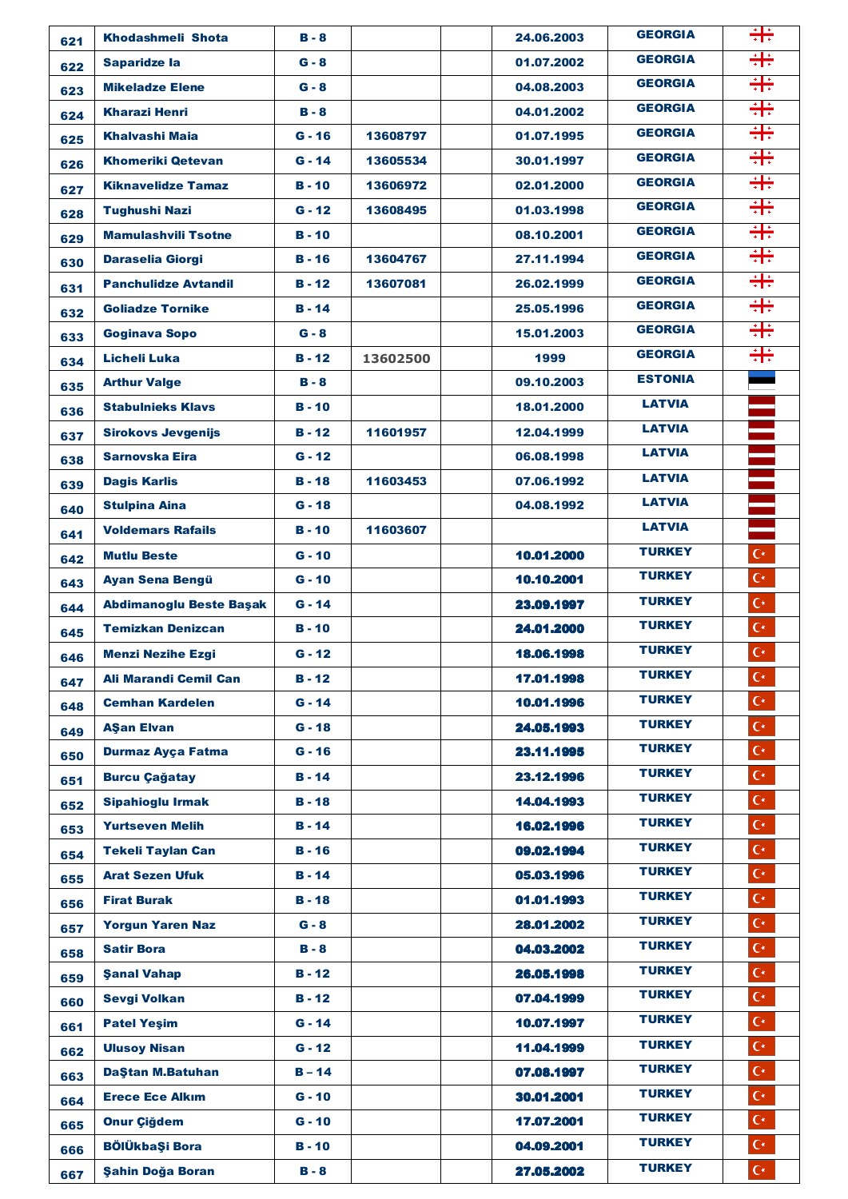| | | | | | | | |
|---|---|---|---|---|---|---|---|
| 621 | Khodashmeli Shota | B - 8 | | | 24.06.2003 | GEORGIA | |
| 622 | Saparidze Ia | G - 8 | | | 01.07.2002 | GEORGIA | |
| 623 | Mikeladze Elene | G - 8 | | | 04.08.2003 | GEORGIA | |
| 624 | Kharazi Henri | B - 8 | | | 04.01.2002 | GEORGIA | |
| 625 | Khalvashi Maia | G - 16 | 13608797 | | 01.07.1995 | GEORGIA | |
| 626 | Khomeriki Qetevan | G - 14 | 13605534 | | 30.01.1997 | GEORGIA | |
| 627 | Kiknavelidze Tamaz | B - 10 | 13606972 | | 02.01.2000 | GEORGIA | |
| 628 | Tughushi Nazi | G - 12 | 13608495 | | 01.03.1998 | GEORGIA | |
| 629 | Mamulashvili Tsotne | B - 10 | | | 08.10.2001 | GEORGIA | |
| 630 | Daraselia Giorgi | B - 16 | 13604767 | | 27.11.1994 | GEORGIA | |
| 631 | Panchulidze Avtandil | B - 12 | 13607081 | | 26.02.1999 | GEORGIA | |
| 632 | Goliadze Tornike | B - 14 | | | 25.05.1996 | GEORGIA | |
| 633 | Goginava Sopo | G - 8 | | | 15.01.2003 | GEORGIA | |
| 634 | Licheli Luka | B - 12 | 13602500 | | 1999 | GEORGIA | |
| 635 | Arthur Valge | B - 8 | | | 09.10.2003 | ESTONIA | |
| 636 | Stabulnieks Klavs | B - 10 | | | 18.01.2000 | LATVIA | |
| 637 | Sirokovs Jevgenijs | B - 12 | 11601957 | | 12.04.1999 | LATVIA | |
| 638 | Sarnovska Eira | G - 12 | | | 06.08.1998 | LATVIA | |
| 639 | Dagis Karlis | B - 18 | 11603453 | | 07.06.1992 | LATVIA | |
| 640 | Stulpina Aina | G - 18 | | | 04.08.1992 | LATVIA | |
| 641 | Voldemars Rafails | B - 10 | 11603607 | | | LATVIA | |
| 642 | Mutlu Beste | G - 10 | | | 10.01.2000 | TURKEY | |
| 643 | Ayan Sena Bengü | G - 10 | | | 10.10.2001 | TURKEY | |
| 644 | Abdimanoglu Beste Başak | G - 14 | | | 23.09.1997 | TURKEY | |
| 645 | Temizkan Denizcan | B - 10 | | | 24.01.2000 | TURKEY | |
| 646 | Menzi Nezihe Ezgi | G - 12 | | | 18.06.1998 | TURKEY | |
| 647 | Ali Marandi Cemil Can | B - 12 | | | 17.01.1998 | TURKEY | |
| 648 | Cemhan Kardelen | G - 14 | | | 10.01.1996 | TURKEY | |
| 649 | AŞan Elvan | G - 18 | | | 24.05.1993 | TURKEY | |
| 650 | Durmaz Ayça Fatma | G - 16 | | | 23.11.1995 | TURKEY | |
| 651 | Burcu Çağatay | B - 14 | | | 23.12.1996 | TURKEY | |
| 652 | Sipahioglu Irmak | B - 18 | | | 14.04.1993 | TURKEY | |
| 653 | Yurtseven Melih | B - 14 | | | 16.02.1996 | TURKEY | |
| 654 | Tekeli Taylan Can | B - 16 | | | 09.02.1994 | TURKEY | |
| 655 | Arat Sezen Ufuk | B - 14 | | | 05.03.1996 | TURKEY | |
| 656 | Firat Burak | B - 18 | | | 01.01.1993 | TURKEY | |
| 657 | Yorgun Yaren Naz | G - 8 | | | 28.01.2002 | TURKEY | |
| 658 | Satir Bora | B - 8 | | | 04.03.2002 | TURKEY | |
| 659 | Şanal Vahap | B - 12 | | | 26.05.1998 | TURKEY | |
| 660 | Sevgi Volkan | B - 12 | | | 07.04.1999 | TURKEY | |
| 661 | Patel Yeşim | G - 14 | | | 10.07.1997 | TURKEY | |
| 662 | Ulusoy Nisan | G - 12 | | | 11.04.1999 | TURKEY | |
| 663 | DaŞtan M.Batuhan | B – 14 | | | 07.08.1997 | TURKEY | |
| 664 | Erece Ece Alkım | G - 10 | | | 30.01.2001 | TURKEY | |
| 665 | Onur Çiğdem | G - 10 | | | 17.07.2001 | TURKEY | |
| 666 | BÖlÜkbaŞi Bora | B - 10 | | | 04.09.2001 | TURKEY | |
| 667 | Şahin Doğa Boran | B - 8 | | | 27.05.2002 | TURKEY | |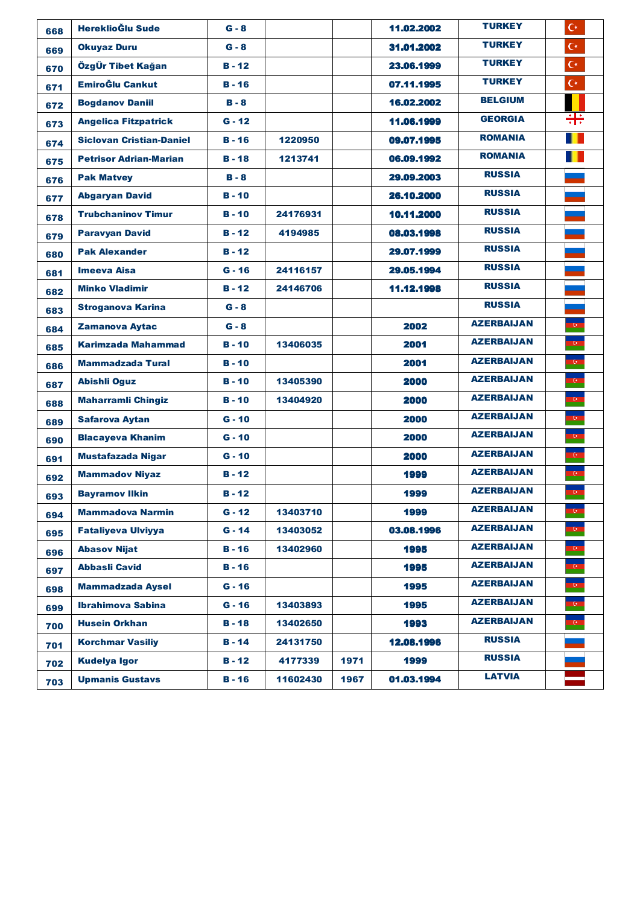| | | | | | | | |
|---|---|---|---|---|---|---|---|
| 668 | HereklioĞlu Sude | G - 8 | | | 11.02.2002 | TURKEY | |
| 669 | Okuyaz Duru | G - 8 | | | 31.01.2002 | TURKEY | |
| 670 | ÖzgÜr Tibet Kağan | B - 12 | | | 23.06.1999 | TURKEY | |
| 671 | EmiroĞlu Cankut | B - 16 | | | 07.11.1995 | TURKEY | |
| 672 | Bogdanov Daniil | B - 8 | | | 16.02.2002 | BELGIUM | |
| 673 | Angelica Fitzpatrick | G - 12 | | | 11.06.1999 | GEORGIA | |
| 674 | Siclovan Cristian-Daniel | B - 16 | 1220950 | | 09.07.1995 | ROMANIA | |
| 675 | Petrisor Adrian-Marian | B - 18 | 1213741 | | 06.09.1992 | ROMANIA | |
| 676 | Pak Matvey | B - 8 | | | 29.09.2003 | RUSSIA | |
| 677 | Abgaryan David | B - 10 | | | 26.10.2000 | RUSSIA | |
| 678 | Trubchaninov Timur | B - 10 | 24176931 | | 10.11.2000 | RUSSIA | |
| 679 | Paravyan David | B - 12 | 4194985 | | 08.03.1998 | RUSSIA | |
| 680 | Pak Alexander | B - 12 | | | 29.07.1999 | RUSSIA | |
| 681 | Imeeva Aisa | G - 16 | 24116157 | | 29.05.1994 | RUSSIA | |
| 682 | Minko Vladimir | B - 12 | 24146706 | | 11.12.1998 | RUSSIA | |
| 683 | Stroganova Karina | G - 8 | | | | RUSSIA | |
| 684 | Zamanova Aytac | G - 8 | | | 2002 | AZERBAIJAN | |
| 685 | Karimzada Mahammad | B - 10 | 13406035 | | 2001 | AZERBAIJAN | |
| 686 | Mammadzada Tural | B - 10 | | | 2001 | AZERBAIJAN | |
| 687 | Abishli Oguz | B - 10 | 13405390 | | 2000 | AZERBAIJAN | |
| 688 | Maharramli Chingiz | B - 10 | 13404920 | | 2000 | AZERBAIJAN | |
| 689 | Safarova Aytan | G - 10 | | | 2000 | AZERBAIJAN | |
| 690 | Blacayeva Khanim | G - 10 | | | 2000 | AZERBAIJAN | |
| 691 | Mustafazada Nigar | G - 10 | | | 2000 | AZERBAIJAN | |
| 692 | Mammadov Niyaz | B - 12 | | | 1999 | AZERBAIJAN | |
| 693 | Bayramov Ilkin | B - 12 | | | 1999 | AZERBAIJAN | |
| 694 | Mammadova Narmin | G - 12 | 13403710 | | 1999 | AZERBAIJAN | |
| 695 | Fataliyeva Ulviyya | G - 14 | 13403052 | | 03.08.1996 | AZERBAIJAN | |
| 696 | Abasov Nijat | B - 16 | 13402960 | | 1995 | AZERBAIJAN | |
| 697 | Abbasli Cavid | B - 16 | | | 1995 | AZERBAIJAN | |
| 698 | Mammadzada Aysel | G - 16 | | | 1995 | AZERBAIJAN | |
| 699 | Ibrahimova Sabina | G - 16 | 13403893 | | 1995 | AZERBAIJAN | |
| 700 | Husein Orkhan | B - 18 | 13402650 | | 1993 | AZERBAIJAN | |
| 701 | Korchmar Vasiliy | B - 14 | 24131750 | | 12.08.1996 | RUSSIA | |
| 702 | Kudelya Igor | B - 12 | 4177339 | 1971 | 1999 | RUSSIA | |
| 703 | Upmanis Gustavs | B - 16 | 11602430 | 1967 | 01.03.1994 | LATVIA | |